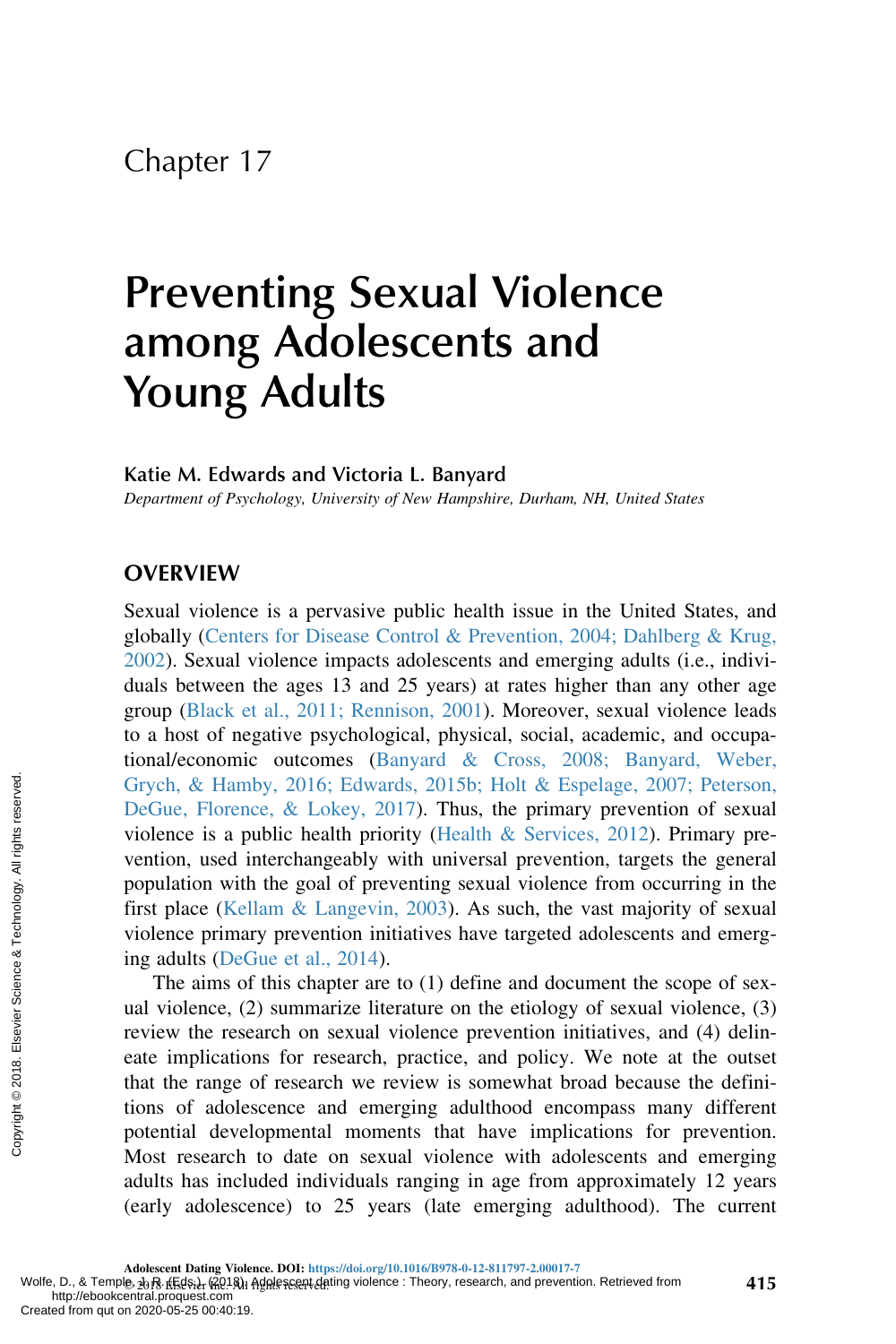Chapter 17

# Preventing Sexual Violence among Adolescents and Young Adults

**Katie M. Edwards and Victoria L. Banyard**

*Department of Psychology, University of New Hampshire, Durham, NH, United States*

## OVERVIEW

Sexual violence is a pervasive public health issue in the United States, and globally (Centers for Disease Control & Prevention, 2004; Dahlberg & Krug, 2002). Sexual violence impacts adolescents and emerging adults (i.e., individuals between the ages 13 and 25 years) at rates higher than any other age group (Black et al., 2011; Rennison, 2001). Moreover, sexual violence leads to a host of negative psychological, physical, social, academic, and occupational/economic outcomes (Banyard & Cross, 2008; Banyard, Weber, Grych, & Hamby, 2016; Edwards, 2015b; Holt & Espelage, 2007; Peterson, DeGue, Florence, & Lokey, 2017). Thus, the primary prevention of sexual violence is a public health priority (Health & Services, 2012). Primary prevention, used interchangeably with universal prevention, targets the general population with the goal of preventing sexual violence from occurring in the first place (Kellam & Langevin, 2003). As such, the vast majority of sexual violence primary prevention initiatives have targeted adolescents and emerging adults (DeGue et al., 2014).

The aims of this chapter are to (1) define and document the scope of sexual violence, (2) summarize literature on the etiology of sexual violence, (3) review the research on sexual violence prevention initiatives, and (4) delineate implications for research, practice, and policy. We note at the outset that the range of research we review is somewhat broad because the definitions of adolescence and emerging adulthood encompass many different potential developmental moments that have implications for prevention. Most research to date on sexual violence with adolescents and emerging adults has included individuals ranging in age from approximately 12 years (early adolescence) to 25 years (late emerging adulthood). The current

Adolescent Dating Violence. DOI: https://doi.org/10.1016/B978-0-12-811797-2.00017-7
© 2018 Elsevier Inc. All rights reserved.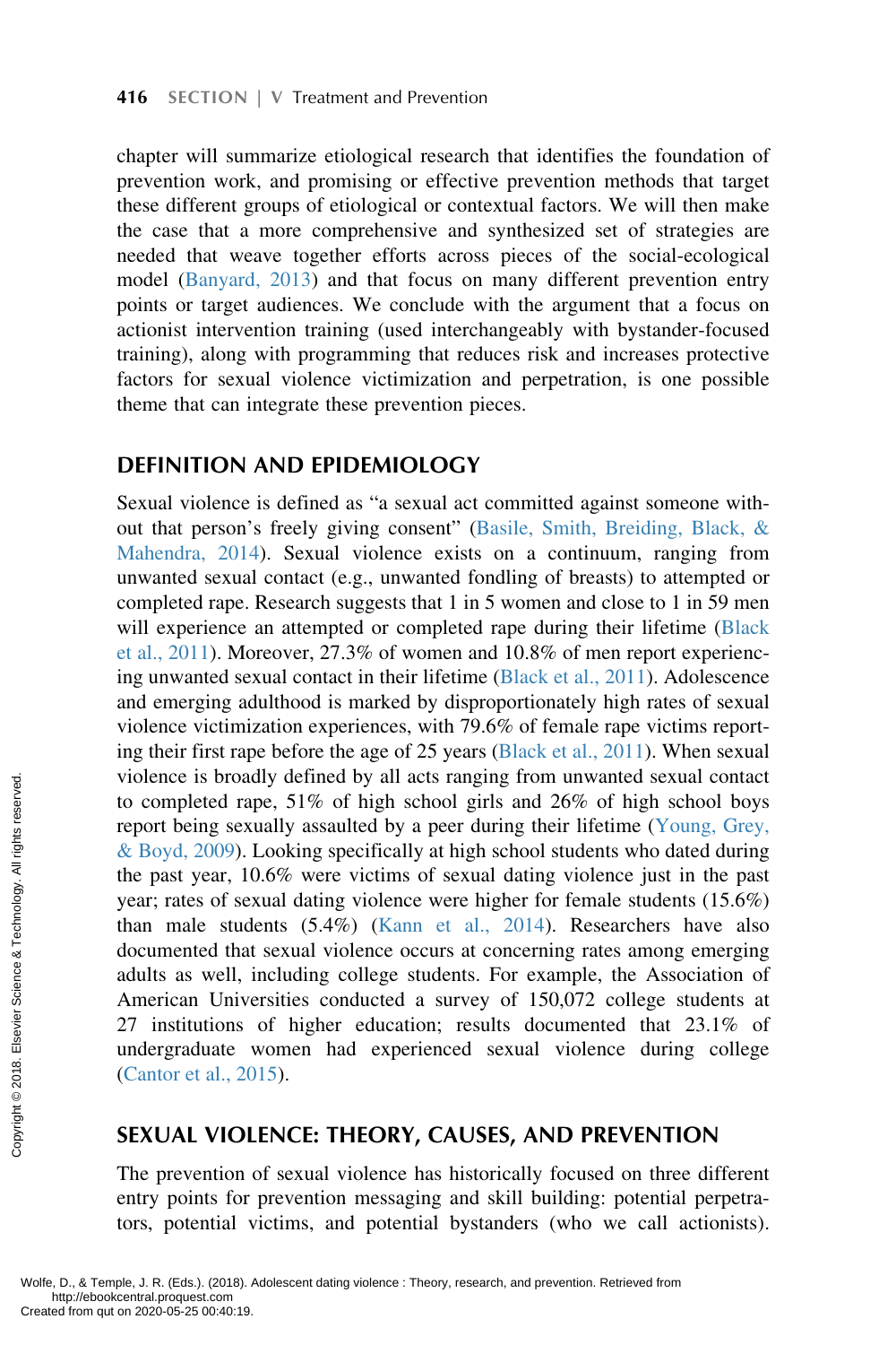chapter will summarize etiological research that identifies the foundation of prevention work, and promising or effective prevention methods that target these different groups of etiological or contextual factors. We will then make the case that a more comprehensive and synthesized set of strategies are needed that weave together efforts across pieces of the social-ecological model (Banyard, 2013) and that focus on many different prevention entry points or target audiences. We conclude with the argument that a focus on actionist intervention training (used interchangeably with bystander-focused training), along with programming that reduces risk and increases protective factors for sexual violence victimization and perpetration, is one possible theme that can integrate these prevention pieces.

## DEFINITION AND EPIDEMIOLOGY

Sexual violence is defined as "a sexual act committed against someone without that person's freely giving consent" (Basile, Smith, Breiding, Black, & Mahendra, 2014). Sexual violence exists on a continuum, ranging from unwanted sexual contact (e.g., unwanted fondling of breasts) to attempted or completed rape. Research suggests that 1 in 5 women and close to 1 in 59 men will experience an attempted or completed rape during their lifetime (Black et al., 2011). Moreover, 27.3% of women and 10.8% of men report experiencing unwanted sexual contact in their lifetime (Black et al., 2011). Adolescence and emerging adulthood is marked by disproportionately high rates of sexual violence victimization experiences, with 79.6% of female rape victims reporting their first rape before the age of 25 years (Black et al., 2011). When sexual violence is broadly defined by all acts ranging from unwanted sexual contact to completed rape, 51% of high school girls and 26% of high school boys report being sexually assaulted by a peer during their lifetime (Young, Grey, & Boyd, 2009). Looking specifically at high school students who dated during the past year, 10.6% were victims of sexual dating violence just in the past year; rates of sexual dating violence were higher for female students (15.6%) than male students (5.4%) (Kann et al., 2014). Researchers have also documented that sexual violence occurs at concerning rates among emerging adults as well, including college students. For example, the Association of American Universities conducted a survey of 150,072 college students at 27 institutions of higher education; results documented that 23.1% of undergraduate women had experienced sexual violence during college (Cantor et al., 2015).

## SEXUAL VIOLENCE: THEORY, CAUSES, AND PREVENTION

The prevention of sexual violence has historically focused on three different entry points for prevention messaging and skill building: potential perpetrators, potential victims, and potential bystanders (who we call actionists).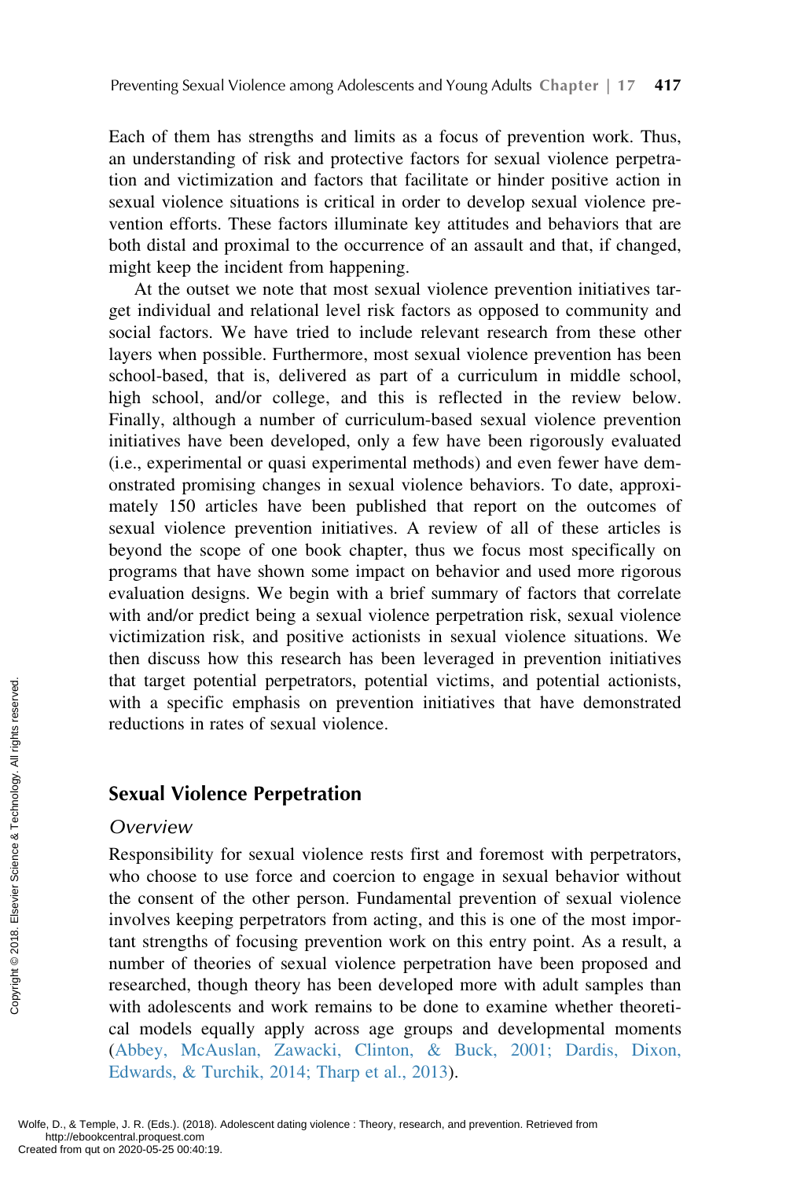Each of them has strengths and limits as a focus of prevention work. Thus, an understanding of risk and protective factors for sexual violence perpetration and victimization and factors that facilitate or hinder positive action in sexual violence situations is critical in order to develop sexual violence prevention efforts. These factors illuminate key attitudes and behaviors that are both distal and proximal to the occurrence of an assault and that, if changed, might keep the incident from happening.

At the outset we note that most sexual violence prevention initiatives target individual and relational level risk factors as opposed to community and social factors. We have tried to include relevant research from these other layers when possible. Furthermore, most sexual violence prevention has been school-based, that is, delivered as part of a curriculum in middle school, high school, and/or college, and this is reflected in the review below. Finally, although a number of curriculum-based sexual violence prevention initiatives have been developed, only a few have been rigorously evaluated (i.e., experimental or quasi experimental methods) and even fewer have demonstrated promising changes in sexual violence behaviors. To date, approximately 150 articles have been published that report on the outcomes of sexual violence prevention initiatives. A review of all of these articles is beyond the scope of one book chapter, thus we focus most specifically on programs that have shown some impact on behavior and used more rigorous evaluation designs. We begin with a brief summary of factors that correlate with and/or predict being a sexual violence perpetration risk, sexual violence victimization risk, and positive actionists in sexual violence situations. We then discuss how this research has been leveraged in prevention initiatives that target potential perpetrators, potential victims, and potential actionists, with a specific emphasis on prevention initiatives that have demonstrated reductions in rates of sexual violence.

## Sexual Violence Perpetration

### *Overview*

Responsibility for sexual violence rests first and foremost with perpetrators, who choose to use force and coercion to engage in sexual behavior without the consent of the other person. Fundamental prevention of sexual violence involves keeping perpetrators from acting, and this is one of the most important strengths of focusing prevention work on this entry point. As a result, a number of theories of sexual violence perpetration have been proposed and researched, though theory has been developed more with adult samples than with adolescents and work remains to be done to examine whether theoretical models equally apply across age groups and developmental moments (Abbey, McAuslan, Zawacki, Clinton, & Buck, 2001; Dardis, Dixon, Edwards, & Turchik, 2014; Tharp et al., 2013).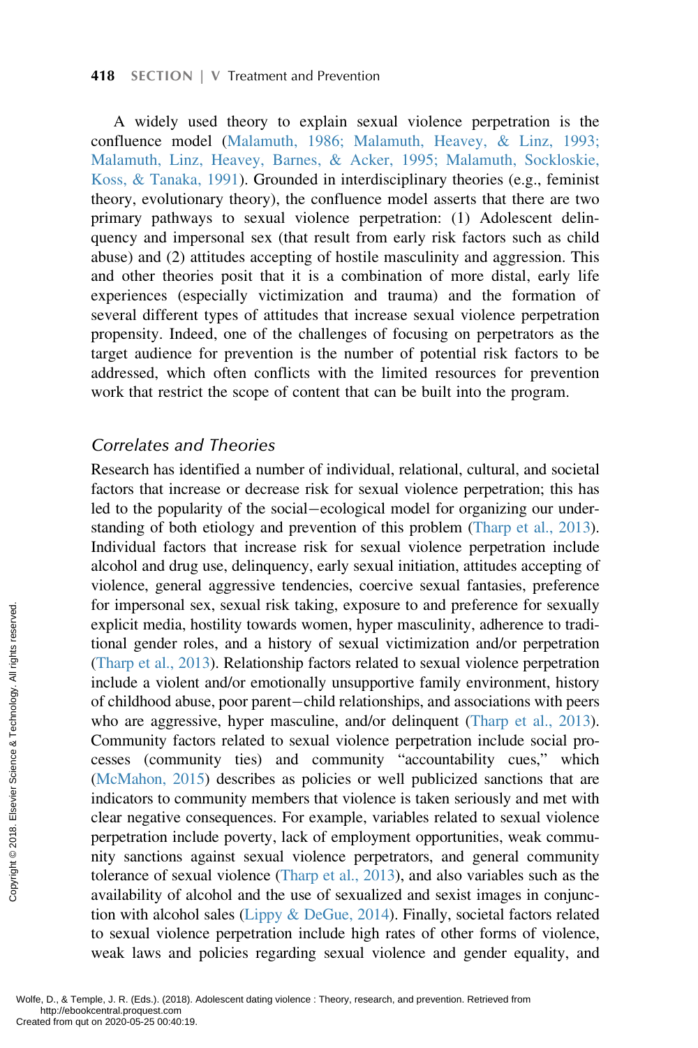A widely used theory to explain sexual violence perpetration is the confluence model (Malamuth, 1986; Malamuth, Heavey, & Linz, 1993; Malamuth, Linz, Heavey, Barnes, & Acker, 1995; Malamuth, Sockloskie, Koss, & Tanaka, 1991). Grounded in interdisciplinary theories (e.g., feminist theory, evolutionary theory), the confluence model asserts that there are two primary pathways to sexual violence perpetration: (1) Adolescent delinquency and impersonal sex (that result from early risk factors such as child abuse) and (2) attitudes accepting of hostile masculinity and aggression. This and other theories posit that it is a combination of more distal, early life experiences (especially victimization and trauma) and the formation of several different types of attitudes that increase sexual violence perpetration propensity. Indeed, one of the challenges of focusing on perpetrators as the target audience for prevention is the number of potential risk factors to be addressed, which often conflicts with the limited resources for prevention work that restrict the scope of content that can be built into the program.

### *Correlates and Theories*

Research has identified a number of individual, relational, cultural, and societal factors that increase or decrease risk for sexual violence perpetration; this has led to the popularity of the social–ecological model for organizing our understanding of both etiology and prevention of this problem (Tharp et al., 2013). Individual factors that increase risk for sexual violence perpetration include alcohol and drug use, delinquency, early sexual initiation, attitudes accepting of violence, general aggressive tendencies, coercive sexual fantasies, preference for impersonal sex, sexual risk taking, exposure to and preference for sexually explicit media, hostility towards women, hyper masculinity, adherence to traditional gender roles, and a history of sexual victimization and/or perpetration (Tharp et al., 2013). Relationship factors related to sexual violence perpetration include a violent and/or emotionally unsupportive family environment, history of childhood abuse, poor parent–child relationships, and associations with peers who are aggressive, hyper masculine, and/or delinquent (Tharp et al., 2013). Community factors related to sexual violence perpetration include social processes (community ties) and community "accountability cues," which (McMahon, 2015) describes as policies or well publicized sanctions that are indicators to community members that violence is taken seriously and met with clear negative consequences. For example, variables related to sexual violence perpetration include poverty, lack of employment opportunities, weak community sanctions against sexual violence perpetrators, and general community tolerance of sexual violence (Tharp et al., 2013), and also variables such as the availability of alcohol and the use of sexualized and sexist images in conjunction with alcohol sales (Lippy & DeGue, 2014). Finally, societal factors related to sexual violence perpetration include high rates of other forms of violence, weak laws and policies regarding sexual violence and gender equality, and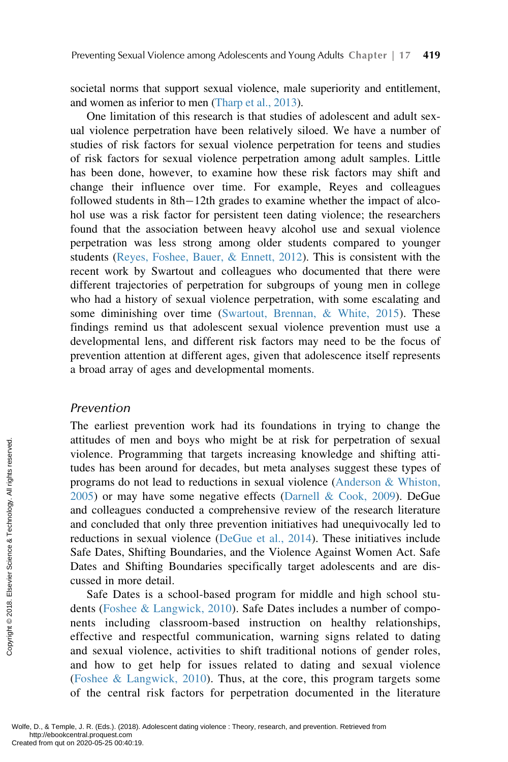societal norms that support sexual violence, male superiority and entitlement, and women as inferior to men (Tharp et al., 2013).

One limitation of this research is that studies of adolescent and adult sexual violence perpetration have been relatively siloed. We have a number of studies of risk factors for sexual violence perpetration for teens and studies of risk factors for sexual violence perpetration among adult samples. Little has been done, however, to examine how these risk factors may shift and change their influence over time. For example, Reyes and colleagues followed students in 8th−12th grades to examine whether the impact of alcohol use was a risk factor for persistent teen dating violence; the researchers found that the association between heavy alcohol use and sexual violence perpetration was less strong among older students compared to younger students (Reyes, Foshee, Bauer, & Ennett, 2012). This is consistent with the recent work by Swartout and colleagues who documented that there were different trajectories of perpetration for subgroups of young men in college who had a history of sexual violence perpetration, with some escalating and some diminishing over time (Swartout, Brennan, & White, 2015). These findings remind us that adolescent sexual violence prevention must use a developmental lens, and different risk factors may need to be the focus of prevention attention at different ages, given that adolescence itself represents a broad array of ages and developmental moments.

### *Prevention*

The earliest prevention work had its foundations in trying to change the attitudes of men and boys who might be at risk for perpetration of sexual violence. Programming that targets increasing knowledge and shifting attitudes has been around for decades, but meta analyses suggest these types of programs do not lead to reductions in sexual violence (Anderson & Whiston, 2005) or may have some negative effects (Darnell & Cook, 2009). DeGue and colleagues conducted a comprehensive review of the research literature and concluded that only three prevention initiatives had unequivocally led to reductions in sexual violence (DeGue et al., 2014). These initiatives include Safe Dates, Shifting Boundaries, and the Violence Against Women Act. Safe Dates and Shifting Boundaries specifically target adolescents and are discussed in more detail.

Safe Dates is a school-based program for middle and high school students (Foshee & Langwick, 2010). Safe Dates includes a number of components including classroom-based instruction on healthy relationships, effective and respectful communication, warning signs related to dating and sexual violence, activities to shift traditional notions of gender roles, and how to get help for issues related to dating and sexual violence (Foshee & Langwick, 2010). Thus, at the core, this program targets some of the central risk factors for perpetration documented in the literature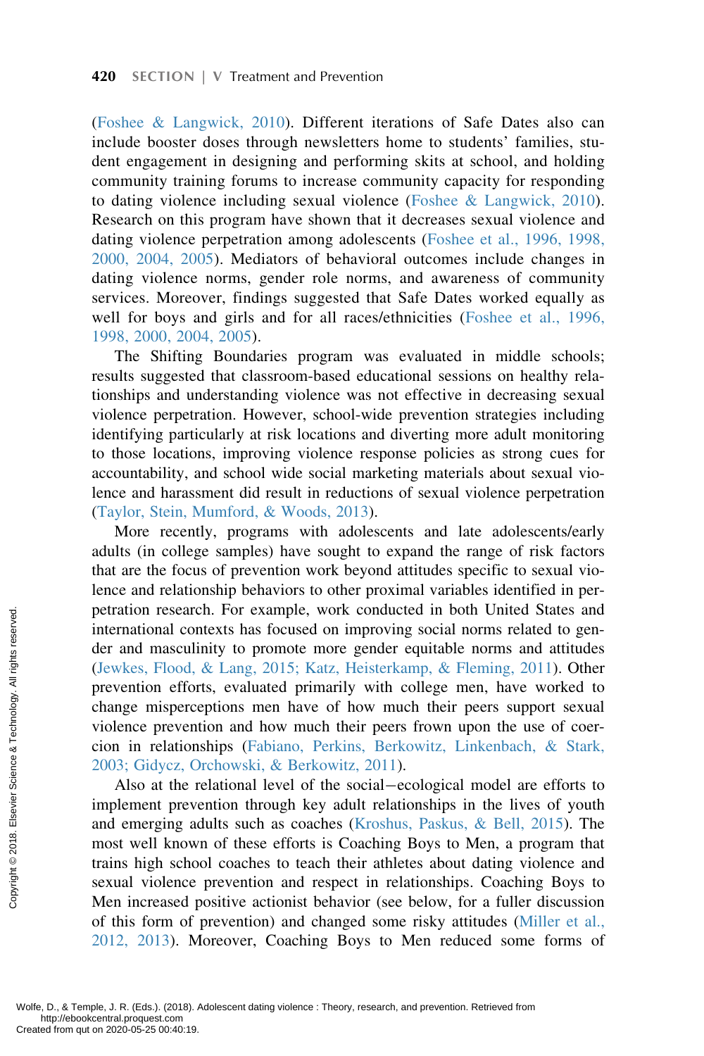(Foshee & Langwick, 2010). Different iterations of Safe Dates also can include booster doses through newsletters home to students' families, student engagement in designing and performing skits at school, and holding community training forums to increase community capacity for responding to dating violence including sexual violence (Foshee & Langwick, 2010). Research on this program have shown that it decreases sexual violence and dating violence perpetration among adolescents (Foshee et al., 1996, 1998, 2000, 2004, 2005). Mediators of behavioral outcomes include changes in dating violence norms, gender role norms, and awareness of community services. Moreover, findings suggested that Safe Dates worked equally as well for boys and girls and for all races/ethnicities (Foshee et al., 1996, 1998, 2000, 2004, 2005).

The Shifting Boundaries program was evaluated in middle schools; results suggested that classroom-based educational sessions on healthy relationships and understanding violence was not effective in decreasing sexual violence perpetration. However, school-wide prevention strategies including identifying particularly at risk locations and diverting more adult monitoring to those locations, improving violence response policies as strong cues for accountability, and school wide social marketing materials about sexual violence and harassment did result in reductions of sexual violence perpetration (Taylor, Stein, Mumford, & Woods, 2013).

More recently, programs with adolescents and late adolescents/early adults (in college samples) have sought to expand the range of risk factors that are the focus of prevention work beyond attitudes specific to sexual violence and relationship behaviors to other proximal variables identified in perpetration research. For example, work conducted in both United States and international contexts has focused on improving social norms related to gender and masculinity to promote more gender equitable norms and attitudes (Jewkes, Flood, & Lang, 2015; Katz, Heisterkamp, & Fleming, 2011). Other prevention efforts, evaluated primarily with college men, have worked to change misperceptions men have of how much their peers support sexual violence prevention and how much their peers frown upon the use of coercion in relationships (Fabiano, Perkins, Berkowitz, Linkenbach, & Stark, 2003; Gidycz, Orchowski, & Berkowitz, 2011).

Also at the relational level of the social–ecological model are efforts to implement prevention through key adult relationships in the lives of youth and emerging adults such as coaches (Kroshus, Paskus, & Bell, 2015). The most well known of these efforts is Coaching Boys to Men, a program that trains high school coaches to teach their athletes about dating violence and sexual violence prevention and respect in relationships. Coaching Boys to Men increased positive actionist behavior (see below, for a fuller discussion of this form of prevention) and changed some risky attitudes (Miller et al., 2012, 2013). Moreover, Coaching Boys to Men reduced some forms of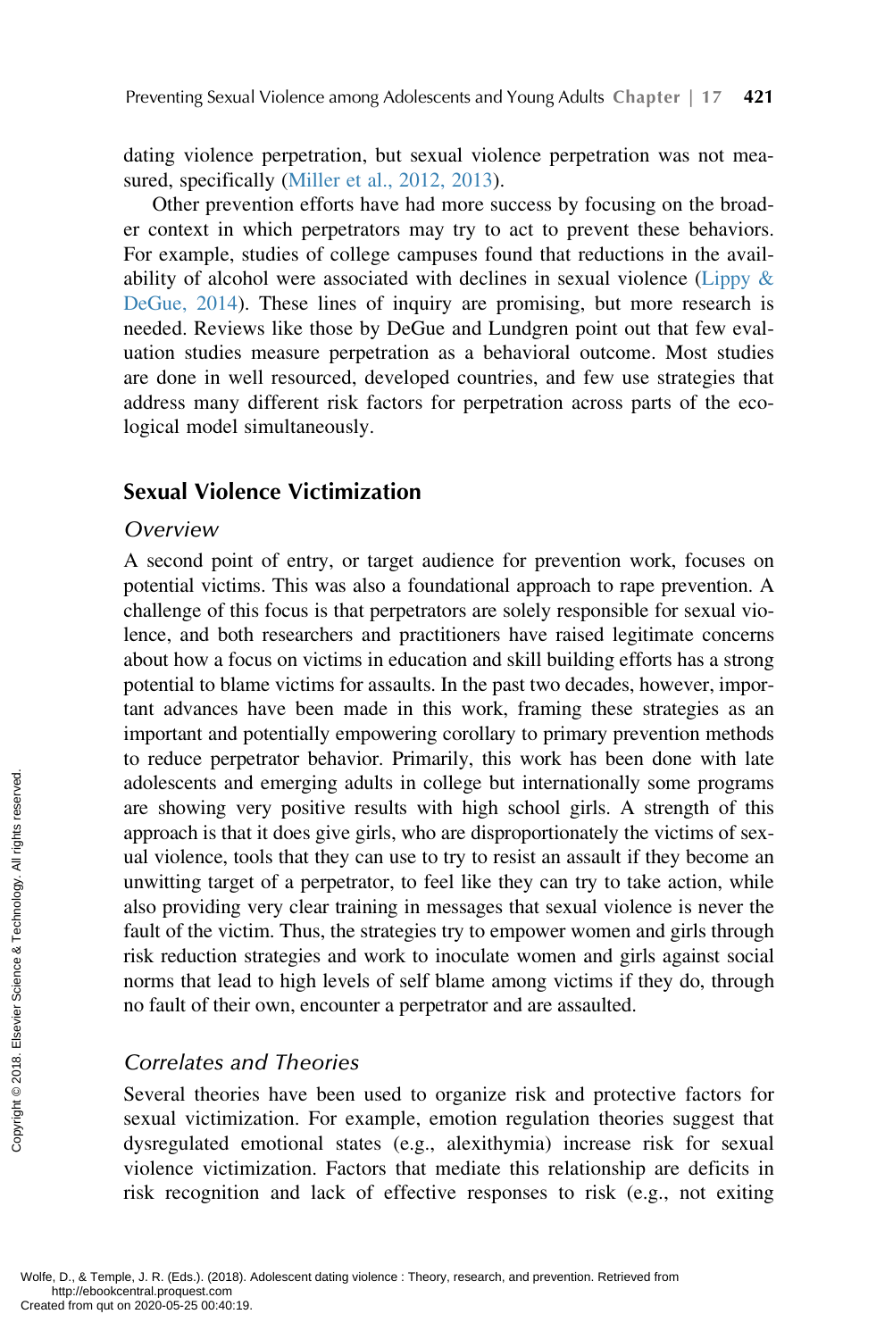dating violence perpetration, but sexual violence perpetration was not measured, specifically (Miller et al., 2012, 2013).

Other prevention efforts have had more success by focusing on the broader context in which perpetrators may try to act to prevent these behaviors. For example, studies of college campuses found that reductions in the availability of alcohol were associated with declines in sexual violence (Lippy & DeGue, 2014). These lines of inquiry are promising, but more research is needed. Reviews like those by DeGue and Lundgren point out that few evaluation studies measure perpetration as a behavioral outcome. Most studies are done in well resourced, developed countries, and few use strategies that address many different risk factors for perpetration across parts of the ecological model simultaneously.

## Sexual Violence Victimization

### *Overview*

A second point of entry, or target audience for prevention work, focuses on potential victims. This was also a foundational approach to rape prevention. A challenge of this focus is that perpetrators are solely responsible for sexual violence, and both researchers and practitioners have raised legitimate concerns about how a focus on victims in education and skill building efforts has a strong potential to blame victims for assaults. In the past two decades, however, important advances have been made in this work, framing these strategies as an important and potentially empowering corollary to primary prevention methods to reduce perpetrator behavior. Primarily, this work has been done with late adolescents and emerging adults in college but internationally some programs are showing very positive results with high school girls. A strength of this approach is that it does give girls, who are disproportionately the victims of sexual violence, tools that they can use to try to resist an assault if they become an unwitting target of a perpetrator, to feel like they can try to take action, while also providing very clear training in messages that sexual violence is never the fault of the victim. Thus, the strategies try to empower women and girls through risk reduction strategies and work to inoculate women and girls against social norms that lead to high levels of self blame among victims if they do, through no fault of their own, encounter a perpetrator and are assaulted.

### *Correlates and Theories*

Several theories have been used to organize risk and protective factors for sexual victimization. For example, emotion regulation theories suggest that dysregulated emotional states (e.g., alexithymia) increase risk for sexual violence victimization. Factors that mediate this relationship are deficits in risk recognition and lack of effective responses to risk (e.g., not exiting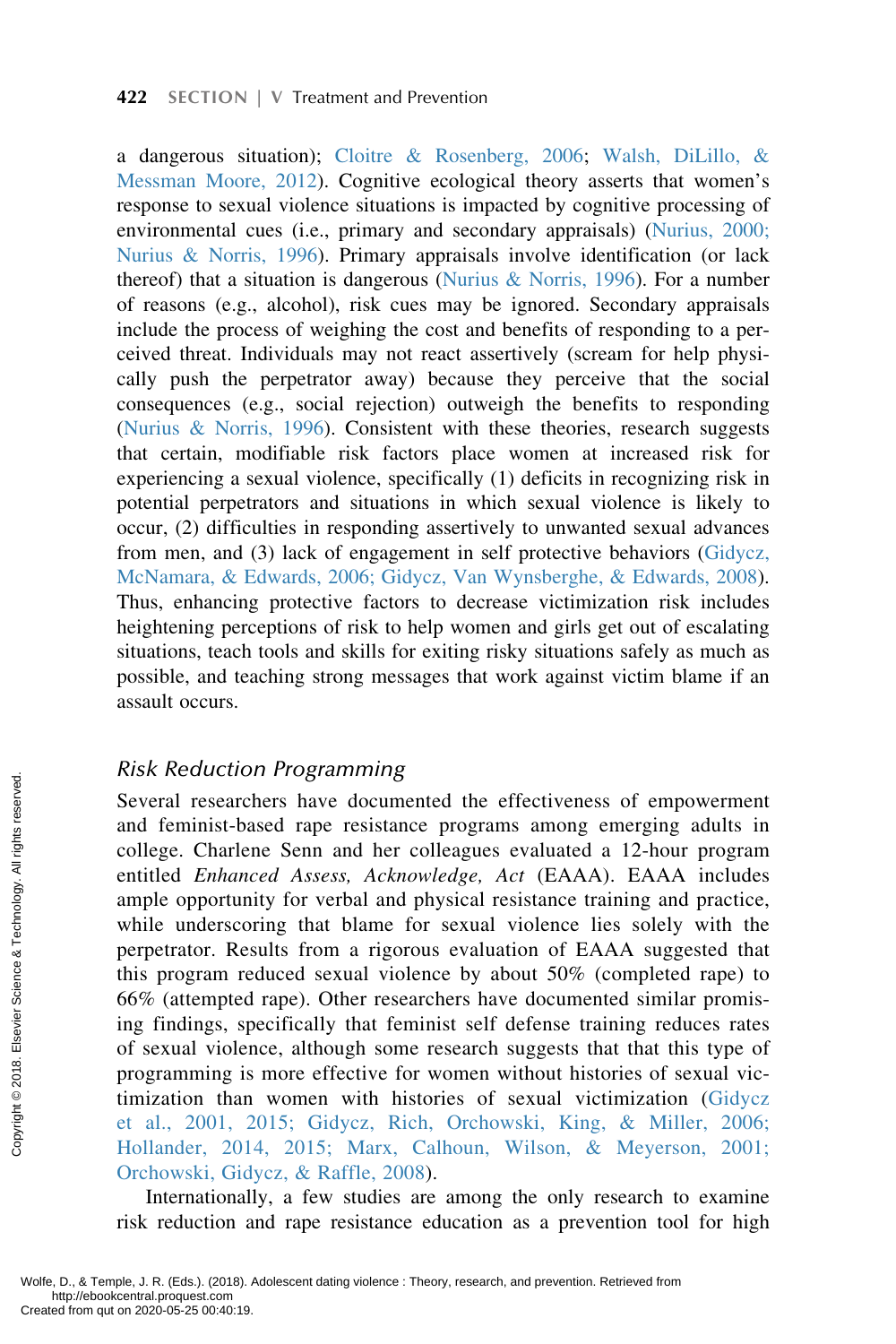a dangerous situation); Cloitre & Rosenberg, 2006; Walsh, DiLillo, & Messman Moore, 2012). Cognitive ecological theory asserts that women's response to sexual violence situations is impacted by cognitive processing of environmental cues (i.e., primary and secondary appraisals) (Nurius, 2000; Nurius & Norris, 1996). Primary appraisals involve identification (or lack thereof) that a situation is dangerous (Nurius & Norris, 1996). For a number of reasons (e.g., alcohol), risk cues may be ignored. Secondary appraisals include the process of weighing the cost and benefits of responding to a perceived threat. Individuals may not react assertively (scream for help physically push the perpetrator away) because they perceive that the social consequences (e.g., social rejection) outweigh the benefits to responding (Nurius & Norris, 1996). Consistent with these theories, research suggests that certain, modifiable risk factors place women at increased risk for experiencing a sexual violence, specifically (1) deficits in recognizing risk in potential perpetrators and situations in which sexual violence is likely to occur, (2) difficulties in responding assertively to unwanted sexual advances from men, and (3) lack of engagement in self protective behaviors (Gidycz, McNamara, & Edwards, 2006; Gidycz, Van Wynsberghe, & Edwards, 2008). Thus, enhancing protective factors to decrease victimization risk includes heightening perceptions of risk to help women and girls get out of escalating situations, teach tools and skills for exiting risky situations safely as much as possible, and teaching strong messages that work against victim blame if an assault occurs.

### *Risk Reduction Programming*

Several researchers have documented the effectiveness of empowerment and feminist-based rape resistance programs among emerging adults in college. Charlene Senn and her colleagues evaluated a 12-hour program entitled *Enhanced Assess, Acknowledge, Act* (EAAA). EAAA includes ample opportunity for verbal and physical resistance training and practice, while underscoring that blame for sexual violence lies solely with the perpetrator. Results from a rigorous evaluation of EAAA suggested that this program reduced sexual violence by about 50% (completed rape) to 66% (attempted rape). Other researchers have documented similar promising findings, specifically that feminist self defense training reduces rates of sexual violence, although some research suggests that that this type of programming is more effective for women without histories of sexual victimization than women with histories of sexual victimization (Gidycz et al., 2001, 2015; Gidycz, Rich, Orchowski, King, & Miller, 2006; Hollander, 2014, 2015; Marx, Calhoun, Wilson, & Meyerson, 2001; Orchowski, Gidycz, & Raffle, 2008).

Internationally, a few studies are among the only research to examine risk reduction and rape resistance education as a prevention tool for high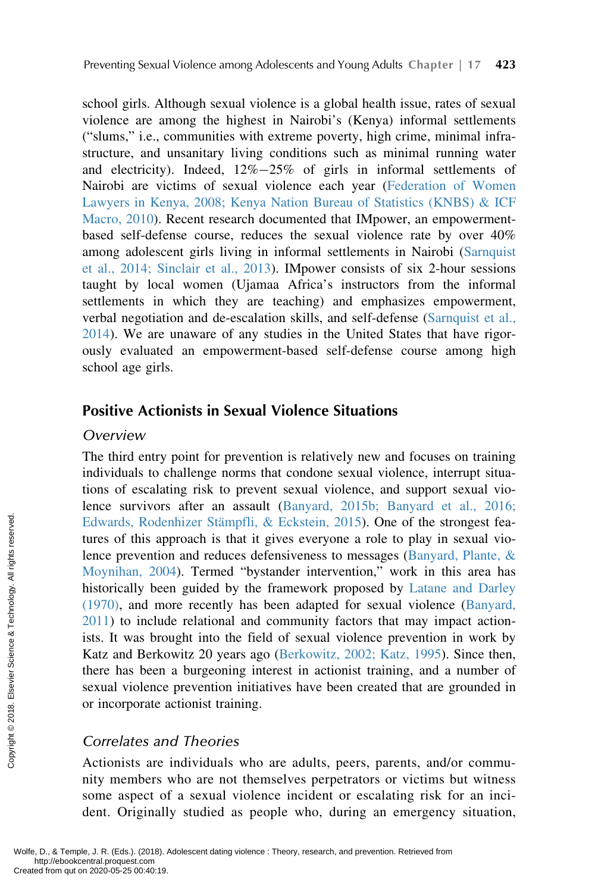school girls. Although sexual violence is a global health issue, rates of sexual violence are among the highest in Nairobi's (Kenya) informal settlements ("slums," i.e., communities with extreme poverty, high crime, minimal infrastructure, and unsanitary living conditions such as minimal running water and electricity). Indeed, 12%−25% of girls in informal settlements of Nairobi are victims of sexual violence each year (Federation of Women Lawyers in Kenya, 2008; Kenya Nation Bureau of Statistics (KNBS) & ICF Macro, 2010). Recent research documented that IMpower, an empowerment-based self-defense course, reduces the sexual violence rate by over 40% among adolescent girls living in informal settlements in Nairobi (Sarnquist et al., 2014; Sinclair et al., 2013). IMpower consists of six 2-hour sessions taught by local women (Ujamaa Africa's instructors from the informal settlements in which they are teaching) and emphasizes empowerment, verbal negotiation and de-escalation skills, and self-defense (Sarnquist et al., 2014). We are unaware of any studies in the United States that have rigorously evaluated an empowerment-based self-defense course among high school age girls.

## Positive Actionists in Sexual Violence Situations

### *Overview*

The third entry point for prevention is relatively new and focuses on training individuals to challenge norms that condone sexual violence, interrupt situations of escalating risk to prevent sexual violence, and support sexual violence survivors after an assault (Banyard, 2015b; Banyard et al., 2016; Edwards, Rodenhizer Stämpfli, & Eckstein, 2015). One of the strongest features of this approach is that it gives everyone a role to play in sexual violence prevention and reduces defensiveness to messages (Banyard, Plante, & Moynihan, 2004). Termed "bystander intervention," work in this area has historically been guided by the framework proposed by Latane and Darley (1970), and more recently has been adapted for sexual violence (Banyard, 2011) to include relational and community factors that may impact actionists. It was brought into the field of sexual violence prevention in work by Katz and Berkowitz 20 years ago (Berkowitz, 2002; Katz, 1995). Since then, there has been a burgeoning interest in actionist training, and a number of sexual violence prevention initiatives have been created that are grounded in or incorporate actionist training.

### *Correlates and Theories*

Actionists are individuals who are adults, peers, parents, and/or community members who are not themselves perpetrators or victims but witness some aspect of a sexual violence incident or escalating risk for an incident. Originally studied as people who, during an emergency situation,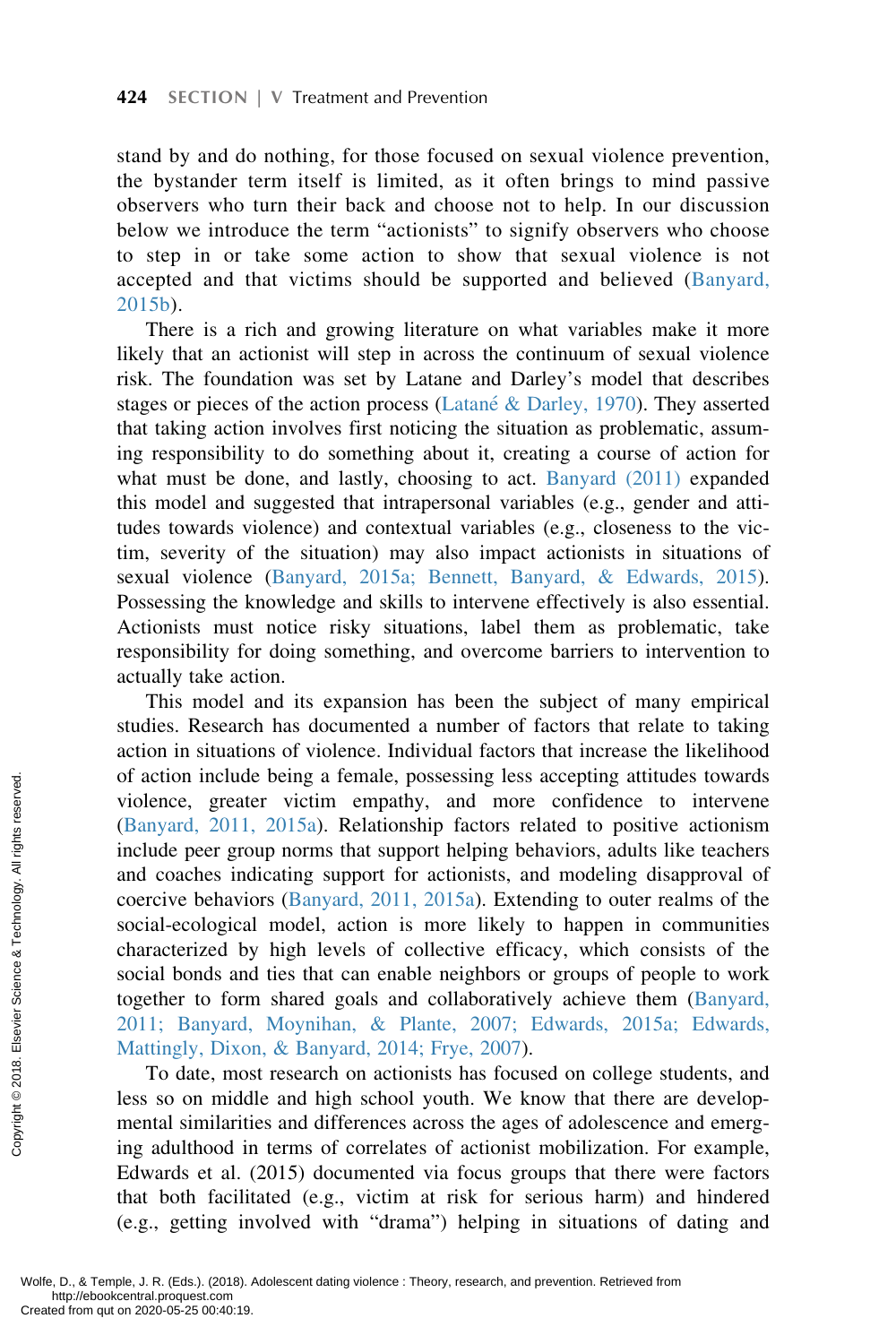stand by and do nothing, for those focused on sexual violence prevention, the bystander term itself is limited, as it often brings to mind passive observers who turn their back and choose not to help. In our discussion below we introduce the term "actionists" to signify observers who choose to step in or take some action to show that sexual violence is not accepted and that victims should be supported and believed (Banyard, 2015b).

There is a rich and growing literature on what variables make it more likely that an actionist will step in across the continuum of sexual violence risk. The foundation was set by Latane and Darley's model that describes stages or pieces of the action process (Latané & Darley, 1970). They asserted that taking action involves first noticing the situation as problematic, assuming responsibility to do something about it, creating a course of action for what must be done, and lastly, choosing to act. Banyard (2011) expanded this model and suggested that intrapersonal variables (e.g., gender and attitudes towards violence) and contextual variables (e.g., closeness to the victim, severity of the situation) may also impact actionists in situations of sexual violence (Banyard, 2015a; Bennett, Banyard, & Edwards, 2015). Possessing the knowledge and skills to intervene effectively is also essential. Actionists must notice risky situations, label them as problematic, take responsibility for doing something, and overcome barriers to intervention to actually take action.

This model and its expansion has been the subject of many empirical studies. Research has documented a number of factors that relate to taking action in situations of violence. Individual factors that increase the likelihood of action include being a female, possessing less accepting attitudes towards violence, greater victim empathy, and more confidence to intervene (Banyard, 2011, 2015a). Relationship factors related to positive actionism include peer group norms that support helping behaviors, adults like teachers and coaches indicating support for actionists, and modeling disapproval of coercive behaviors (Banyard, 2011, 2015a). Extending to outer realms of the social-ecological model, action is more likely to happen in communities characterized by high levels of collective efficacy, which consists of the social bonds and ties that can enable neighbors or groups of people to work together to form shared goals and collaboratively achieve them (Banyard, 2011; Banyard, Moynihan, & Plante, 2007; Edwards, 2015a; Edwards, Mattingly, Dixon, & Banyard, 2014; Frye, 2007).

To date, most research on actionists has focused on college students, and less so on middle and high school youth. We know that there are developmental similarities and differences across the ages of adolescence and emerging adulthood in terms of correlates of actionist mobilization. For example, Edwards et al. (2015) documented via focus groups that there were factors that both facilitated (e.g., victim at risk for serious harm) and hindered (e.g., getting involved with "drama") helping in situations of dating and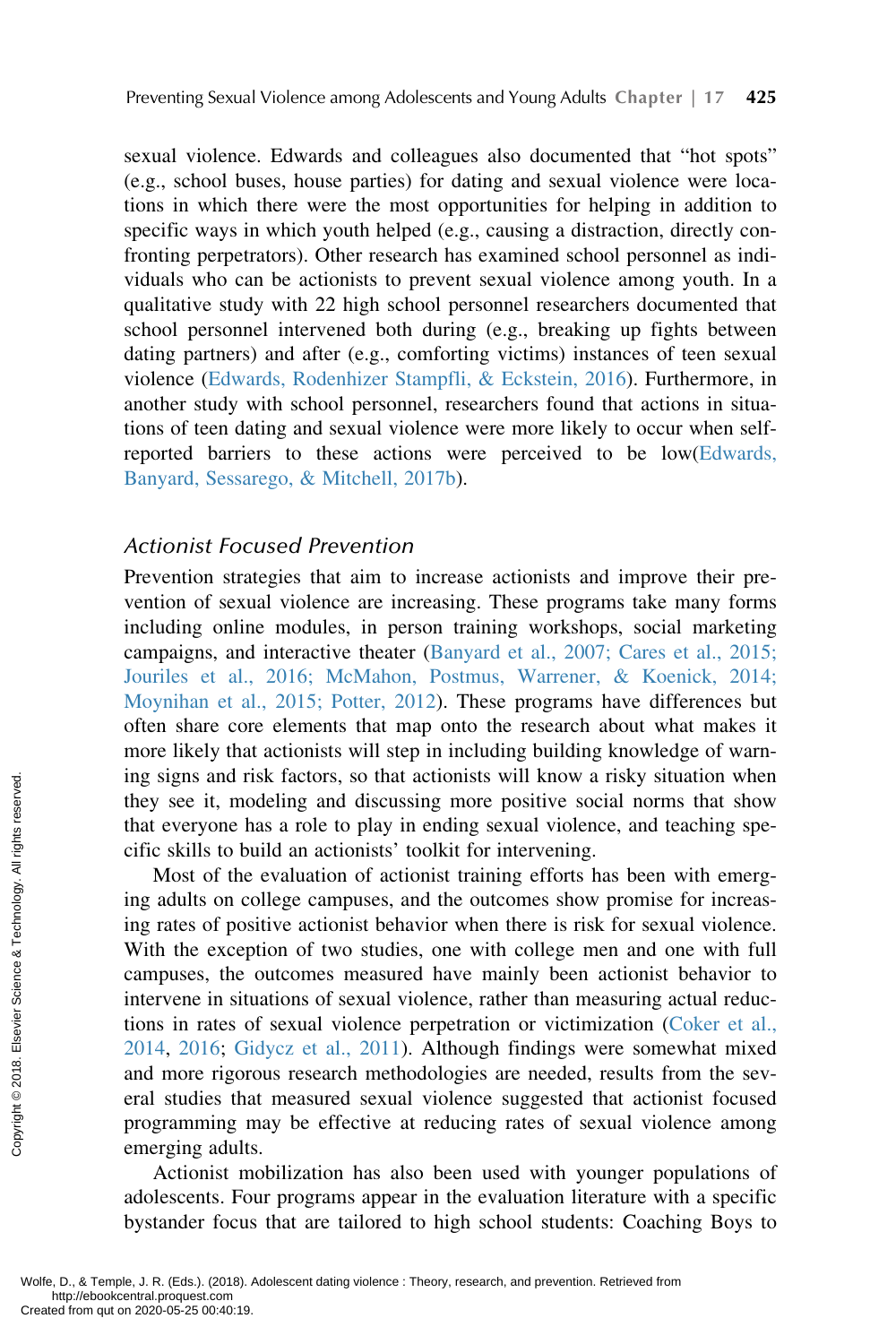sexual violence. Edwards and colleagues also documented that "hot spots" (e.g., school buses, house parties) for dating and sexual violence were locations in which there were the most opportunities for helping in addition to specific ways in which youth helped (e.g., causing a distraction, directly confronting perpetrators). Other research has examined school personnel as individuals who can be actionists to prevent sexual violence among youth. In a qualitative study with 22 high school personnel researchers documented that school personnel intervened both during (e.g., breaking up fights between dating partners) and after (e.g., comforting victims) instances of teen sexual violence (Edwards, Rodenhizer Stampfli, & Eckstein, 2016). Furthermore, in another study with school personnel, researchers found that actions in situations of teen dating and sexual violence were more likely to occur when self-reported barriers to these actions were perceived to be low(Edwards, Banyard, Sessarego, & Mitchell, 2017b).

### *Actionist Focused Prevention*

Prevention strategies that aim to increase actionists and improve their prevention of sexual violence are increasing. These programs take many forms including online modules, in person training workshops, social marketing campaigns, and interactive theater (Banyard et al., 2007; Cares et al., 2015; Jouriles et al., 2016; McMahon, Postmus, Warrener, & Koenick, 2014; Moynihan et al., 2015; Potter, 2012). These programs have differences but often share core elements that map onto the research about what makes it more likely that actionists will step in including building knowledge of warning signs and risk factors, so that actionists will know a risky situation when they see it, modeling and discussing more positive social norms that show that everyone has a role to play in ending sexual violence, and teaching specific skills to build an actionists' toolkit for intervening.

Most of the evaluation of actionist training efforts has been with emerging adults on college campuses, and the outcomes show promise for increasing rates of positive actionist behavior when there is risk for sexual violence. With the exception of two studies, one with college men and one with full campuses, the outcomes measured have mainly been actionist behavior to intervene in situations of sexual violence, rather than measuring actual reductions in rates of sexual violence perpetration or victimization (Coker et al., 2014, 2016; Gidycz et al., 2011). Although findings were somewhat mixed and more rigorous research methodologies are needed, results from the several studies that measured sexual violence suggested that actionist focused programming may be effective at reducing rates of sexual violence among emerging adults.

Actionist mobilization has also been used with younger populations of adolescents. Four programs appear in the evaluation literature with a specific bystander focus that are tailored to high school students: Coaching Boys to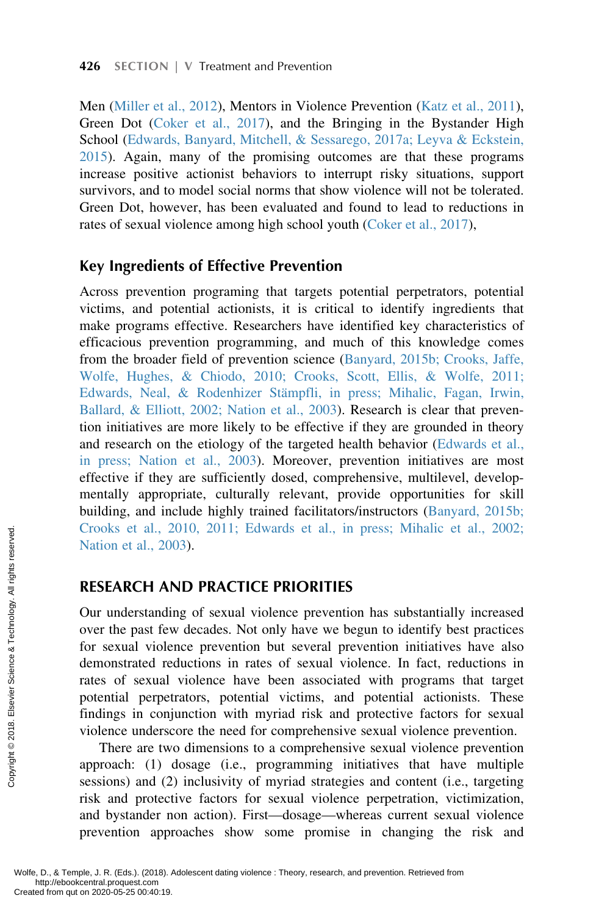Men (Miller et al., 2012), Mentors in Violence Prevention (Katz et al., 2011), Green Dot (Coker et al., 2017), and the Bringing in the Bystander High School (Edwards, Banyard, Mitchell, & Sessarego, 2017a; Leyva & Eckstein, 2015). Again, many of the promising outcomes are that these programs increase positive actionist behaviors to interrupt risky situations, support survivors, and to model social norms that show violence will not be tolerated. Green Dot, however, has been evaluated and found to lead to reductions in rates of sexual violence among high school youth (Coker et al., 2017),

## Key Ingredients of Effective Prevention

Across prevention programing that targets potential perpetrators, potential victims, and potential actionists, it is critical to identify ingredients that make programs effective. Researchers have identified key characteristics of efficacious prevention programming, and much of this knowledge comes from the broader field of prevention science (Banyard, 2015b; Crooks, Jaffe, Wolfe, Hughes, & Chiodo, 2010; Crooks, Scott, Ellis, & Wolfe, 2011; Edwards, Neal, & Rodenhizer Stämpfli, in press; Mihalic, Fagan, Irwin, Ballard, & Elliott, 2002; Nation et al., 2003). Research is clear that prevention initiatives are more likely to be effective if they are grounded in theory and research on the etiology of the targeted health behavior (Edwards et al., in press; Nation et al., 2003). Moreover, prevention initiatives are most effective if they are sufficiently dosed, comprehensive, multilevel, developmentally appropriate, culturally relevant, provide opportunities for skill building, and include highly trained facilitators/instructors (Banyard, 2015b; Crooks et al., 2010, 2011; Edwards et al., in press; Mihalic et al., 2002; Nation et al., 2003).

# RESEARCH AND PRACTICE PRIORITIES

Our understanding of sexual violence prevention has substantially increased over the past few decades. Not only have we begun to identify best practices for sexual violence prevention but several prevention initiatives have also demonstrated reductions in rates of sexual violence. In fact, reductions in rates of sexual violence have been associated with programs that target potential perpetrators, potential victims, and potential actionists. These findings in conjunction with myriad risk and protective factors for sexual violence underscore the need for comprehensive sexual violence prevention.

There are two dimensions to a comprehensive sexual violence prevention approach: (1) dosage (i.e., programming initiatives that have multiple sessions) and (2) inclusivity of myriad strategies and content (i.e., targeting risk and protective factors for sexual violence perpetration, victimization, and bystander non action). First—dosage—whereas current sexual violence prevention approaches show some promise in changing the risk and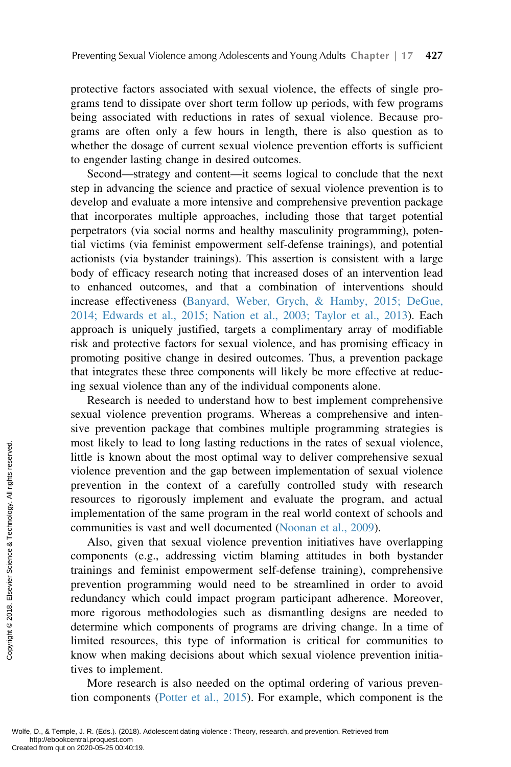protective factors associated with sexual violence, the effects of single programs tend to dissipate over short term follow up periods, with few programs being associated with reductions in rates of sexual violence. Because programs are often only a few hours in length, there is also question as to whether the dosage of current sexual violence prevention efforts is sufficient to engender lasting change in desired outcomes.

Second—strategy and content—it seems logical to conclude that the next step in advancing the science and practice of sexual violence prevention is to develop and evaluate a more intensive and comprehensive prevention package that incorporates multiple approaches, including those that target potential perpetrators (via social norms and healthy masculinity programming), potential victims (via feminist empowerment self-defense trainings), and potential actionists (via bystander trainings). This assertion is consistent with a large body of efficacy research noting that increased doses of an intervention lead to enhanced outcomes, and that a combination of interventions should increase effectiveness (Banyard, Weber, Grych, & Hamby, 2015; DeGue, 2014; Edwards et al., 2015; Nation et al., 2003; Taylor et al., 2013). Each approach is uniquely justified, targets a complimentary array of modifiable risk and protective factors for sexual violence, and has promising efficacy in promoting positive change in desired outcomes. Thus, a prevention package that integrates these three components will likely be more effective at reducing sexual violence than any of the individual components alone.

Research is needed to understand how to best implement comprehensive sexual violence prevention programs. Whereas a comprehensive and intensive prevention package that combines multiple programming strategies is most likely to lead to long lasting reductions in the rates of sexual violence, little is known about the most optimal way to deliver comprehensive sexual violence prevention and the gap between implementation of sexual violence prevention in the context of a carefully controlled study with research resources to rigorously implement and evaluate the program, and actual implementation of the same program in the real world context of schools and communities is vast and well documented (Noonan et al., 2009).

Also, given that sexual violence prevention initiatives have overlapping components (e.g., addressing victim blaming attitudes in both bystander trainings and feminist empowerment self-defense training), comprehensive prevention programming would need to be streamlined in order to avoid redundancy which could impact program participant adherence. Moreover, more rigorous methodologies such as dismantling designs are needed to determine which components of programs are driving change. In a time of limited resources, this type of information is critical for communities to know when making decisions about which sexual violence prevention initiatives to implement.

More research is also needed on the optimal ordering of various prevention components (Potter et al., 2015). For example, which component is the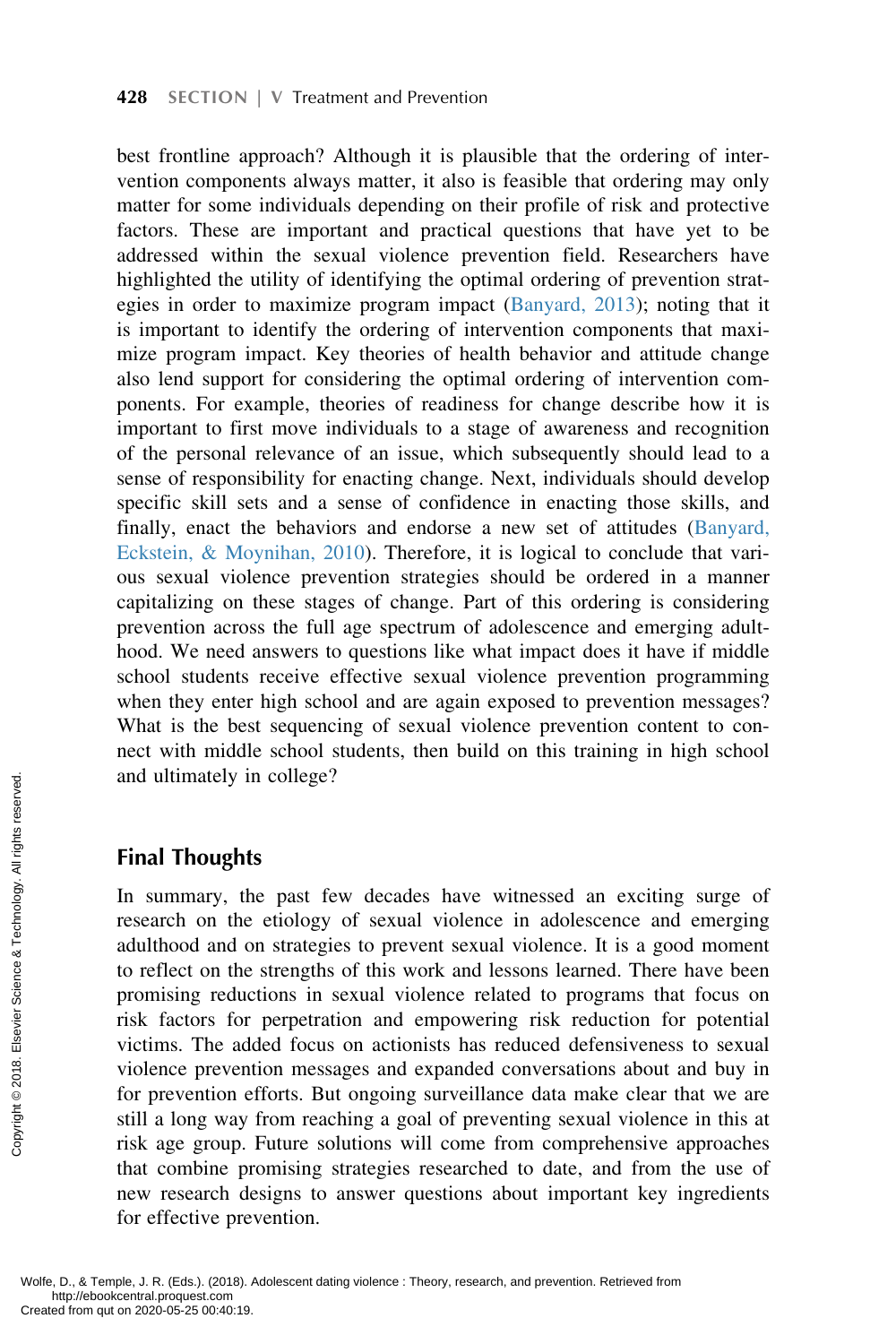best frontline approach? Although it is plausible that the ordering of intervention components always matter, it also is feasible that ordering may only matter for some individuals depending on their profile of risk and protective factors. These are important and practical questions that have yet to be addressed within the sexual violence prevention field. Researchers have highlighted the utility of identifying the optimal ordering of prevention strategies in order to maximize program impact (Banyard, 2013); noting that it is important to identify the ordering of intervention components that maximize program impact. Key theories of health behavior and attitude change also lend support for considering the optimal ordering of intervention components. For example, theories of readiness for change describe how it is important to first move individuals to a stage of awareness and recognition of the personal relevance of an issue, which subsequently should lead to a sense of responsibility for enacting change. Next, individuals should develop specific skill sets and a sense of confidence in enacting those skills, and finally, enact the behaviors and endorse a new set of attitudes (Banyard, Eckstein, & Moynihan, 2010). Therefore, it is logical to conclude that various sexual violence prevention strategies should be ordered in a manner capitalizing on these stages of change. Part of this ordering is considering prevention across the full age spectrum of adolescence and emerging adulthood. We need answers to questions like what impact does it have if middle school students receive effective sexual violence prevention programming when they enter high school and are again exposed to prevention messages? What is the best sequencing of sexual violence prevention content to connect with middle school students, then build on this training in high school and ultimately in college?

## Final Thoughts

In summary, the past few decades have witnessed an exciting surge of research on the etiology of sexual violence in adolescence and emerging adulthood and on strategies to prevent sexual violence. It is a good moment to reflect on the strengths of this work and lessons learned. There have been promising reductions in sexual violence related to programs that focus on risk factors for perpetration and empowering risk reduction for potential victims. The added focus on actionists has reduced defensiveness to sexual violence prevention messages and expanded conversations about and buy in for prevention efforts. But ongoing surveillance data make clear that we are still a long way from reaching a goal of preventing sexual violence in this at risk age group. Future solutions will come from comprehensive approaches that combine promising strategies researched to date, and from the use of new research designs to answer questions about important key ingredients for effective prevention.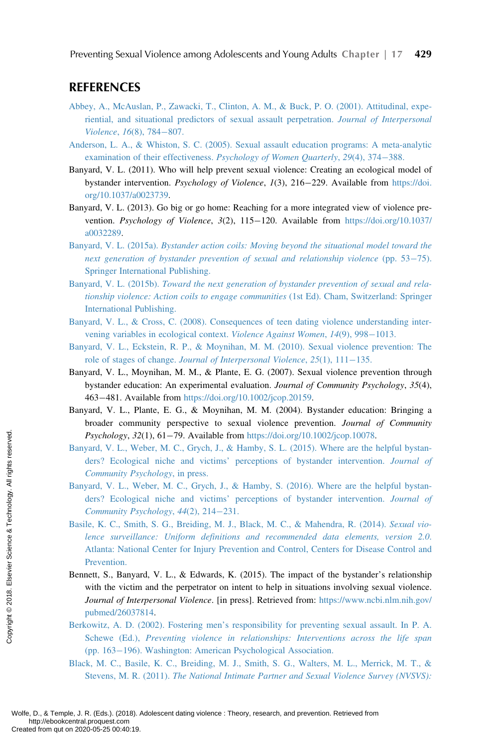## REFERENCES

Abbey, A., McAuslan, P., Zawacki, T., Clinton, A. M., & Buck, P. O. (2001). Attitudinal, experiential, and situational predictors of sexual assault perpetration. *Journal of Interpersonal Violence*, *16*(8), 784−807.

Anderson, L. A., & Whiston, S. C. (2005). Sexual assault education programs: A meta-analytic examination of their effectiveness. *Psychology of Women Quarterly*, *29*(4), 374−388.

Banyard, V. L. (2011). Who will help prevent sexual violence: Creating an ecological model of bystander intervention. *Psychology of Violence*, *1*(3), 216−229. Available from https://doi.org/10.1037/a0023739.

Banyard, V. L. (2013). Go big or go home: Reaching for a more integrated view of violence prevention. *Psychology of Violence*, *3*(2), 115−120. Available from https://doi.org/10.1037/a0032289.

Banyard, V. L. (2015a). *Bystander action coils: Moving beyond the situational model toward the next generation of bystander prevention of sexual and relationship violence* (pp. 53−75). Springer International Publishing.

Banyard, V. L. (2015b). *Toward the next generation of bystander prevention of sexual and relationship violence: Action coils to engage communities* (1st Ed). Cham, Switzerland: Springer International Publishing.

Banyard, V. L., & Cross, C. (2008). Consequences of teen dating violence understanding intervening variables in ecological context. *Violence Against Women*, *14*(9), 998−1013.

Banyard, V. L., Eckstein, R. P., & Moynihan, M. M. (2010). Sexual violence prevention: The role of stages of change. *Journal of Interpersonal Violence*, *25*(1), 111−135.

Banyard, V. L., Moynihan, M. M., & Plante, E. G. (2007). Sexual violence prevention through bystander education: An experimental evaluation. *Journal of Community Psychology*, *35*(4), 463−481. Available from https://doi.org/10.1002/jcop.20159.

Banyard, V. L., Plante, E. G., & Moynihan, M. M. (2004). Bystander education: Bringing a broader community perspective to sexual violence prevention. *Journal of Community Psychology*, *32*(1), 61−79. Available from https://doi.org/10.1002/jcop.10078.

Banyard, V. L., Weber, M. C., Grych, J., & Hamby, S. L. (2015). Where are the helpful bystanders? Ecological niche and victims' perceptions of bystander intervention. *Journal of Community Psychology*, in press.

Banyard, V. L., Weber, M. C., Grych, J., & Hamby, S. (2016). Where are the helpful bystanders? Ecological niche and victims' perceptions of bystander intervention. *Journal of Community Psychology*, *44*(2), 214−231.

Basile, K. C., Smith, S. G., Breiding, M. J., Black, M. C., & Mahendra, R. (2014). *Sexual violence surveillance: Uniform definitions and recommended data elements, version 2.0*. Atlanta: National Center for Injury Prevention and Control, Centers for Disease Control and Prevention.

Bennett, S., Banyard, V. L., & Edwards, K. (2015). The impact of the bystander's relationship with the victim and the perpetrator on intent to help in situations involving sexual violence. *Journal of Interpersonal Violence*. [in press]. Retrieved from: https://www.ncbi.nlm.nih.gov/pubmed/26037814.

Berkowitz, A. D. (2002). Fostering men's responsibility for preventing sexual assault. In P. A. Schewe (Ed.), *Preventing violence in relationships: Interventions across the life span* (pp. 163−196). Washington: American Psychological Association.

Black, M. C., Basile, K. C., Breiding, M. J., Smith, S. G., Walters, M. L., Merrick, M. T., & Stevens, M. R. (2011). *The National Intimate Partner and Sexual Violence Survey (NVSVS):*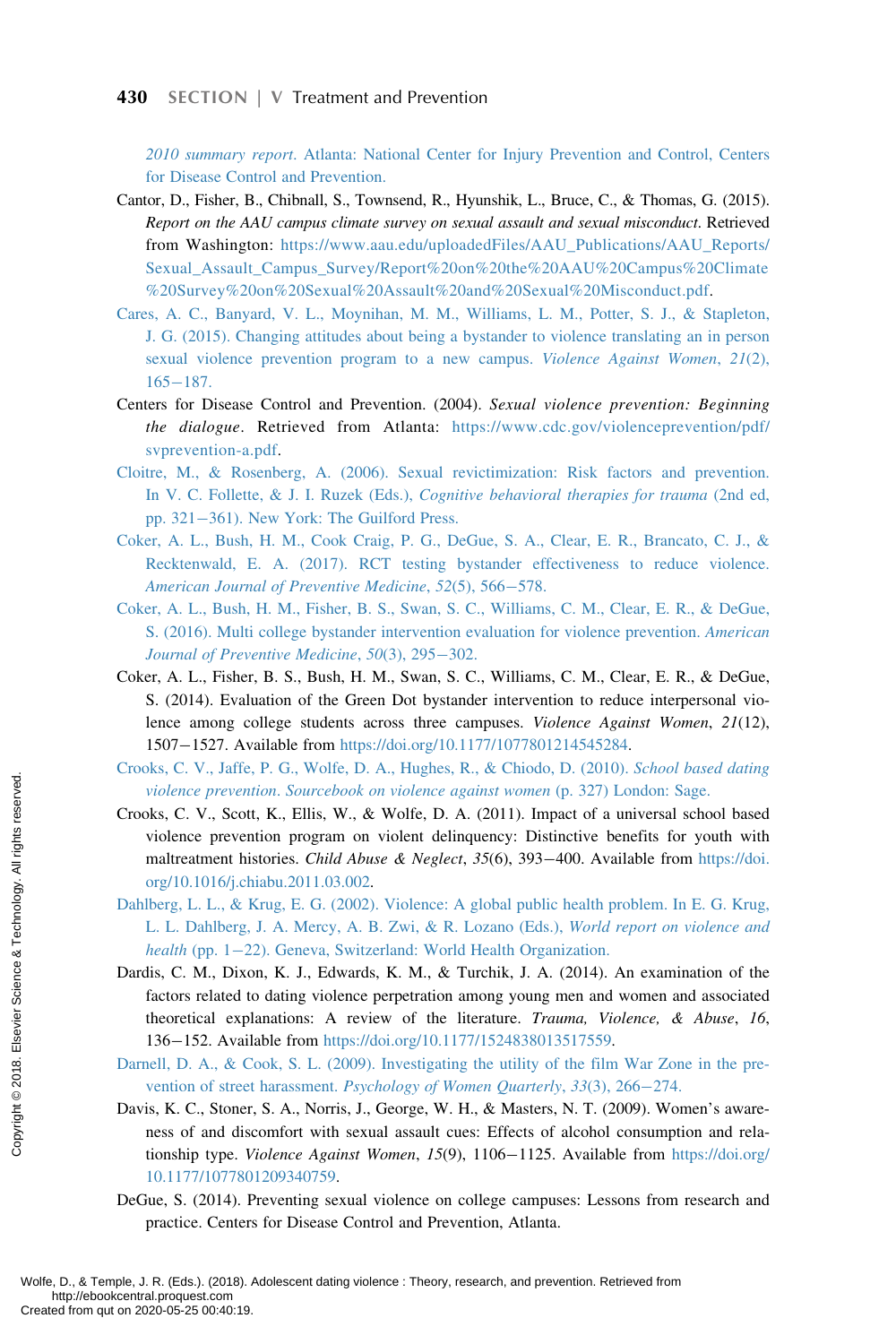*2010 summary report*. Atlanta: National Center for Injury Prevention and Control, Centers for Disease Control and Prevention.

Cantor, D., Fisher, B., Chibnall, S., Townsend, R., Hyunshik, L., Bruce, C., & Thomas, G. (2015). *Report on the AAU campus climate survey on sexual assault and sexual misconduct*. Retrieved from Washington: https://www.aau.edu/uploadedFiles/AAU_Publications/AAU_Reports/Sexual_Assault_Campus_Survey/Report%20on%20the%20AAU%20Campus%20Climate%20Survey%20on%20Sexual%20Assault%20and%20Sexual%20Misconduct.pdf.

Cares, A. C., Banyard, V. L., Moynihan, M. M., Williams, L. M., Potter, S. J., & Stapleton, J. G. (2015). Changing attitudes about being a bystander to violence translating an in person sexual violence prevention program to a new campus. *Violence Against Women*, *21*(2), 165−187.

Centers for Disease Control and Prevention. (2004). *Sexual violence prevention: Beginning the dialogue*. Retrieved from Atlanta: https://www.cdc.gov/violenceprevention/pdf/svprevention-a.pdf.

Cloitre, M., & Rosenberg, A. (2006). Sexual revictimization: Risk factors and prevention. In V. C. Follette, & J. I. Ruzek (Eds.), *Cognitive behavioral therapies for trauma* (2nd ed, pp. 321−361). New York: The Guilford Press.

Coker, A. L., Bush, H. M., Cook Craig, P. G., DeGue, S. A., Clear, E. R., Brancato, C. J., & Recktenwald, E. A. (2017). RCT testing bystander effectiveness to reduce violence. *American Journal of Preventive Medicine*, *52*(5), 566−578.

Coker, A. L., Bush, H. M., Fisher, B. S., Swan, S. C., Williams, C. M., Clear, E. R., & DeGue, S. (2016). Multi college bystander intervention evaluation for violence prevention. *American Journal of Preventive Medicine*, *50*(3), 295−302.

Coker, A. L., Fisher, B. S., Bush, H. M., Swan, S. C., Williams, C. M., Clear, E. R., & DeGue, S. (2014). Evaluation of the Green Dot bystander intervention to reduce interpersonal violence among college students across three campuses. *Violence Against Women*, *21*(12), 1507−1527. Available from https://doi.org/10.1177/1077801214545284.

Crooks, C. V., Jaffe, P. G., Wolfe, D. A., Hughes, R., & Chiodo, D. (2010). *School based dating violence prevention*. *Sourcebook on violence against women* (p. 327) London: Sage.

Crooks, C. V., Scott, K., Ellis, W., & Wolfe, D. A. (2011). Impact of a universal school based violence prevention program on violent delinquency: Distinctive benefits for youth with maltreatment histories. *Child Abuse & Neglect*, *35*(6), 393−400. Available from https://doi.org/10.1016/j.chiabu.2011.03.002.

Dahlberg, L. L., & Krug, E. G. (2002). Violence: A global public health problem. In E. G. Krug, L. L. Dahlberg, J. A. Mercy, A. B. Zwi, & R. Lozano (Eds.), *World report on violence and health* (pp. 1−22). Geneva, Switzerland: World Health Organization.

Dardis, C. M., Dixon, K. J., Edwards, K. M., & Turchik, J. A. (2014). An examination of the factors related to dating violence perpetration among young men and women and associated theoretical explanations: A review of the literature. *Trauma, Violence, & Abuse*, *16*, 136−152. Available from https://doi.org/10.1177/1524838013517559.

Darnell, D. A., & Cook, S. L. (2009). Investigating the utility of the film War Zone in the prevention of street harassment. *Psychology of Women Quarterly*, *33*(3), 266−274.

Davis, K. C., Stoner, S. A., Norris, J., George, W. H., & Masters, N. T. (2009). Women's awareness of and discomfort with sexual assault cues: Effects of alcohol consumption and relationship type. *Violence Against Women*, *15*(9), 1106−1125. Available from https://doi.org/10.1177/1077801209340759.

DeGue, S. (2014). Preventing sexual violence on college campuses: Lessons from research and practice. Centers for Disease Control and Prevention, Atlanta.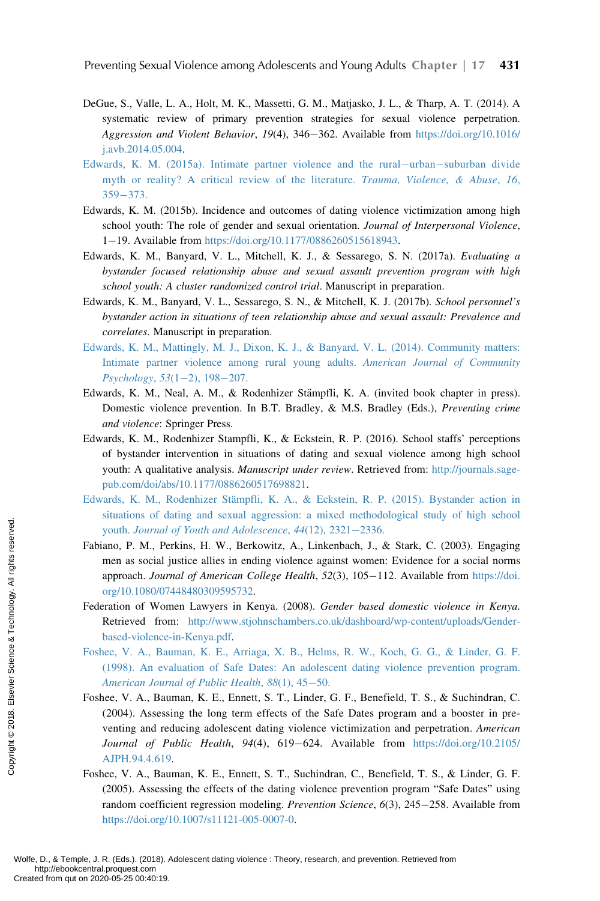DeGue, S., Valle, L. A., Holt, M. K., Massetti, G. M., Matjasko, J. L., & Tharp, A. T. (2014). A systematic review of primary prevention strategies for sexual violence perpetration. *Aggression and Violent Behavior*, *19*(4), 346−362. Available from https://doi.org/10.1016/j.avb.2014.05.004.

Edwards, K. M. (2015a). Intimate partner violence and the rural−urban−suburban divide myth or reality? A critical review of the literature. *Trauma, Violence, & Abuse*, *16*, 359−373.

Edwards, K. M. (2015b). Incidence and outcomes of dating violence victimization among high school youth: The role of gender and sexual orientation. *Journal of Interpersonal Violence*, 1−19. Available from https://doi.org/10.1177/0886260515618943.

Edwards, K. M., Banyard, V. L., Mitchell, K. J., & Sessarego, S. N. (2017a). *Evaluating a bystander focused relationship abuse and sexual assault prevention program with high school youth: A cluster randomized control trial*. Manuscript in preparation.

Edwards, K. M., Banyard, V. L., Sessarego, S. N., & Mitchell, K. J. (2017b). *School personnel's bystander action in situations of teen relationship abuse and sexual assault: Prevalence and correlates*. Manuscript in preparation.

Edwards, K. M., Mattingly, M. J., Dixon, K. J., & Banyard, V. L. (2014). Community matters: Intimate partner violence among rural young adults. *American Journal of Community Psychology*, *53*(1−2), 198−207.

Edwards, K. M., Neal, A. M., & Rodenhizer Stämpfli, K. A. (invited book chapter in press). Domestic violence prevention. In B.T. Bradley, & M.S. Bradley (Eds.), *Preventing crime and violence*: Springer Press.

Edwards, K. M., Rodenhizer Stampfli, K., & Eckstein, R. P. (2016). School staffs' perceptions of bystander intervention in situations of dating and sexual violence among high school youth: A qualitative analysis. *Manuscript under review*. Retrieved from: http://journals.sagepub.com/doi/abs/10.1177/0886260517698821.

Edwards, K. M., Rodenhizer Stämpfli, K. A., & Eckstein, R. P. (2015). Bystander action in situations of dating and sexual aggression: a mixed methodological study of high school youth. *Journal of Youth and Adolescence*, *44*(12), 2321−2336.

Fabiano, P. M., Perkins, H. W., Berkowitz, A., Linkenbach, J., & Stark, C. (2003). Engaging men as social justice allies in ending violence against women: Evidence for a social norms approach. *Journal of American College Health*, *52*(3), 105−112. Available from https://doi.org/10.1080/07448480309595732.

Federation of Women Lawyers in Kenya. (2008). *Gender based domestic violence in Kenya*. Retrieved from: http://www.stjohnschambers.co.uk/dashboard/wp-content/uploads/Gender-based-violence-in-Kenya.pdf.

Foshee, V. A., Bauman, K. E., Arriaga, X. B., Helms, R. W., Koch, G. G., & Linder, G. F. (1998). An evaluation of Safe Dates: An adolescent dating violence prevention program. *American Journal of Public Health*, *88*(1), 45−50.

Foshee, V. A., Bauman, K. E., Ennett, S. T., Linder, G. F., Benefield, T. S., & Suchindran, C. (2004). Assessing the long term effects of the Safe Dates program and a booster in preventing and reducing adolescent dating violence victimization and perpetration. *American Journal of Public Health*, *94*(4), 619−624. Available from https://doi.org/10.2105/AJPH.94.4.619.

Foshee, V. A., Bauman, K. E., Ennett, S. T., Suchindran, C., Benefield, T. S., & Linder, G. F. (2005). Assessing the effects of the dating violence prevention program "Safe Dates" using random coefficient regression modeling. *Prevention Science*, *6*(3), 245−258. Available from https://doi.org/10.1007/s11121-005-0007-0.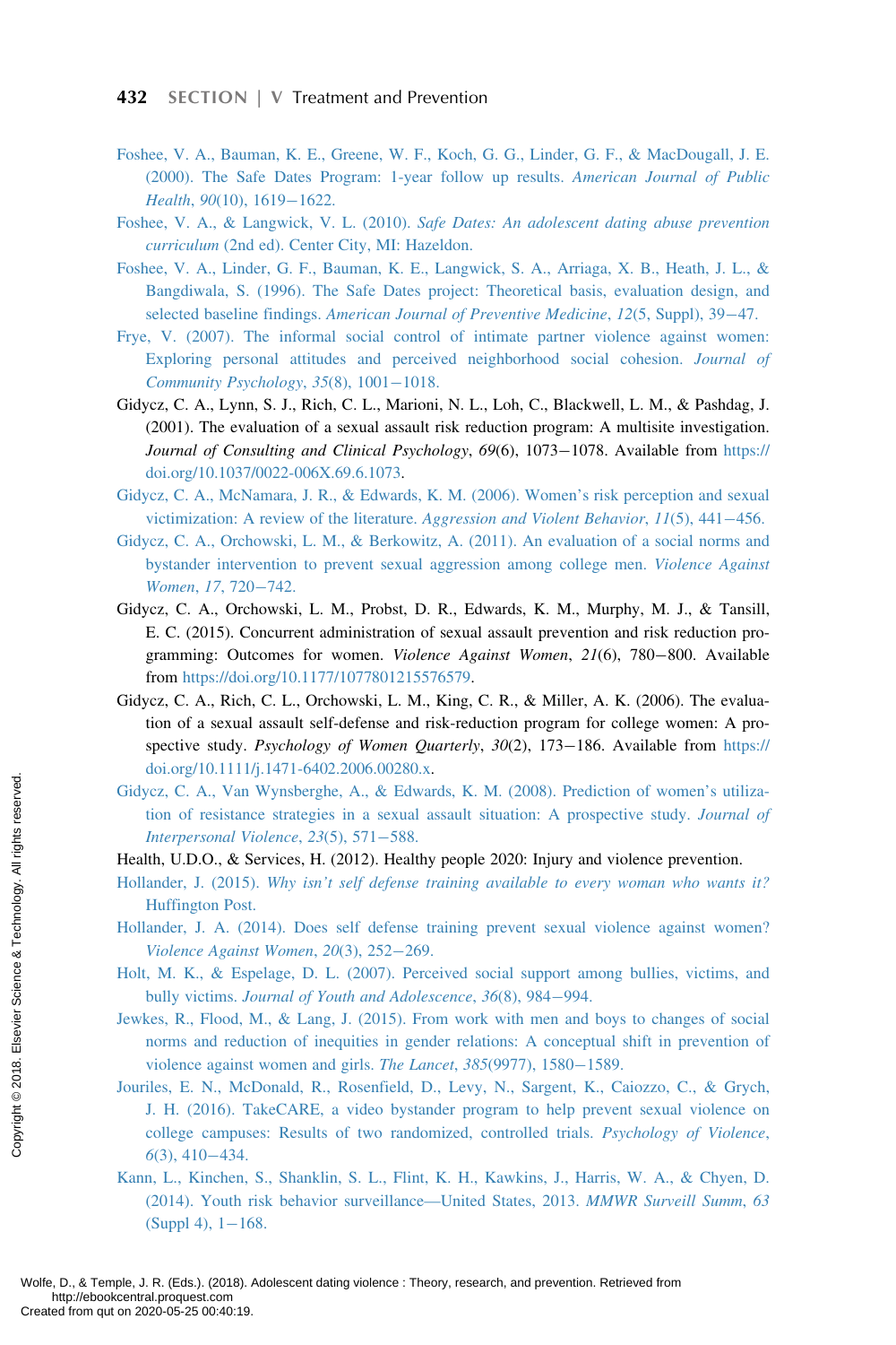Foshee, V. A., Bauman, K. E., Greene, W. F., Koch, G. G., Linder, G. F., & MacDougall, J. E. (2000). The Safe Dates Program: 1-year follow up results. *American Journal of Public Health*, *90*(10), 1619−1622.

Foshee, V. A., & Langwick, V. L. (2010). *Safe Dates: An adolescent dating abuse prevention curriculum* (2nd ed). Center City, MI: Hazeldon.

Foshee, V. A., Linder, G. F., Bauman, K. E., Langwick, S. A., Arriaga, X. B., Heath, J. L., & Bangdiwala, S. (1996). The Safe Dates project: Theoretical basis, evaluation design, and selected baseline findings. *American Journal of Preventive Medicine*, *12*(5, Suppl), 39−47.

Frye, V. (2007). The informal social control of intimate partner violence against women: Exploring personal attitudes and perceived neighborhood social cohesion. *Journal of Community Psychology*, *35*(8), 1001−1018.

Gidycz, C. A., Lynn, S. J., Rich, C. L., Marioni, N. L., Loh, C., Blackwell, L. M., & Pashdag, J. (2001). The evaluation of a sexual assault risk reduction program: A multisite investigation. *Journal of Consulting and Clinical Psychology*, *69*(6), 1073−1078. Available from https://doi.org/10.1037/0022-006X.69.6.1073.

Gidycz, C. A., McNamara, J. R., & Edwards, K. M. (2006). Women's risk perception and sexual victimization: A review of the literature. *Aggression and Violent Behavior*, *11*(5), 441−456.

Gidycz, C. A., Orchowski, L. M., & Berkowitz, A. (2011). An evaluation of a social norms and bystander intervention to prevent sexual aggression among college men. *Violence Against Women*, *17*, 720−742.

Gidycz, C. A., Orchowski, L. M., Probst, D. R., Edwards, K. M., Murphy, M. J., & Tansill, E. C. (2015). Concurrent administration of sexual assault prevention and risk reduction programming: Outcomes for women. *Violence Against Women*, *21*(6), 780−800. Available from https://doi.org/10.1177/1077801215576579.

Gidycz, C. A., Rich, C. L., Orchowski, L. M., King, C. R., & Miller, A. K. (2006). The evaluation of a sexual assault self-defense and risk-reduction program for college women: A prospective study. *Psychology of Women Quarterly*, *30*(2), 173−186. Available from https://doi.org/10.1111/j.1471-6402.2006.00280.x.

Gidycz, C. A., Van Wynsberghe, A., & Edwards, K. M. (2008). Prediction of women's utilization of resistance strategies in a sexual assault situation: A prospective study. *Journal of Interpersonal Violence*, *23*(5), 571−588.

Health, U.D.O., & Services, H. (2012). Healthy people 2020: Injury and violence prevention.

Hollander, J. (2015). *Why isn't self defense training available to every woman who wants it?* Huffington Post.

Hollander, J. A. (2014). Does self defense training prevent sexual violence against women? *Violence Against Women*, *20*(3), 252−269.

Holt, M. K., & Espelage, D. L. (2007). Perceived social support among bullies, victims, and bully victims. *Journal of Youth and Adolescence*, *36*(8), 984−994.

Jewkes, R., Flood, M., & Lang, J. (2015). From work with men and boys to changes of social norms and reduction of inequities in gender relations: A conceptual shift in prevention of violence against women and girls. *The Lancet*, *385*(9977), 1580−1589.

Jouriles, E. N., McDonald, R., Rosenfield, D., Levy, N., Sargent, K., Caiozzo, C., & Grych, J. H. (2016). TakeCARE, a video bystander program to help prevent sexual violence on college campuses: Results of two randomized, controlled trials. *Psychology of Violence*, *6*(3), 410−434.

Kann, L., Kinchen, S., Shanklin, S. L., Flint, K. H., Kawkins, J., Harris, W. A., & Chyen, D. (2014). Youth risk behavior surveillance—United States, 2013. *MMWR Surveill Summ*, *63* (Suppl 4), 1−168.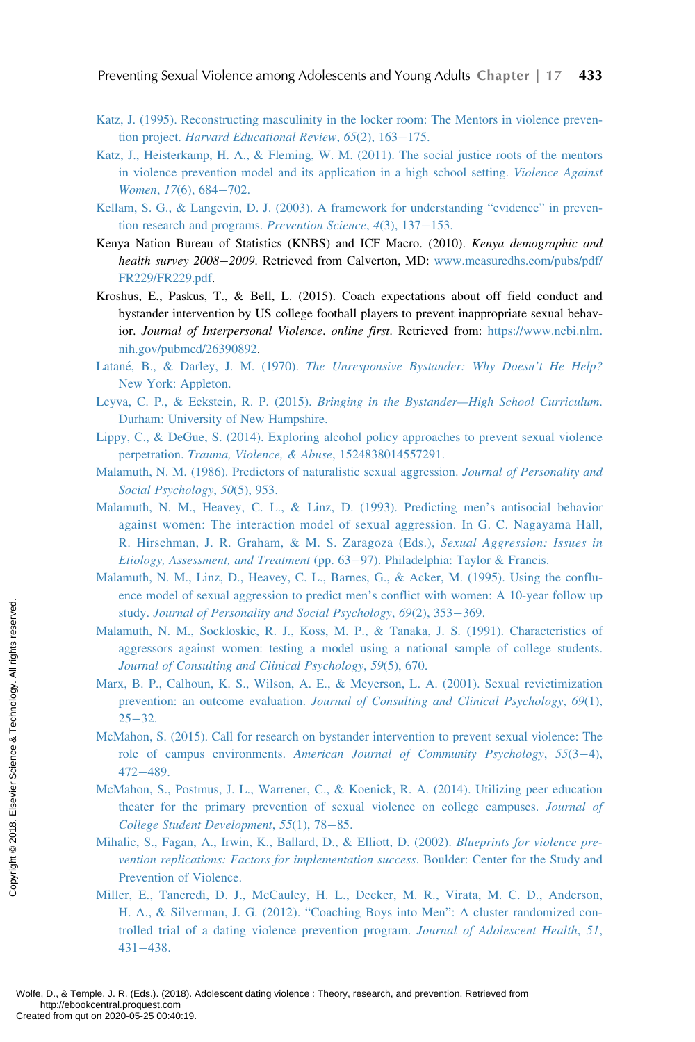Katz, J. (1995). Reconstructing masculinity in the locker room: The Mentors in violence prevention project. *Harvard Educational Review*, *65*(2), 163−175.

Katz, J., Heisterkamp, H. A., & Fleming, W. M. (2011). The social justice roots of the mentors in violence prevention model and its application in a high school setting. *Violence Against Women*, *17*(6), 684−702.

Kellam, S. G., & Langevin, D. J. (2003). A framework for understanding "evidence" in prevention research and programs. *Prevention Science*, *4*(3), 137−153.

Kenya Nation Bureau of Statistics (KNBS) and ICF Macro. (2010). *Kenya demographic and health survey 2008−2009*. Retrieved from Calverton, MD: www.measuredhs.com/pubs/pdf/FR229/FR229.pdf.

Kroshus, E., Paskus, T., & Bell, L. (2015). Coach expectations about off field conduct and bystander intervention by US college football players to prevent inappropriate sexual behavior. *Journal of Interpersonal Violence*. *online first*. Retrieved from: https://www.ncbi.nlm.nih.gov/pubmed/26390892.

Latané, B., & Darley, J. M. (1970). *The Unresponsive Bystander: Why Doesn't He Help?* New York: Appleton.

Leyva, C. P., & Eckstein, R. P. (2015). *Bringing in the Bystander—High School Curriculum*. Durham: University of New Hampshire.

Lippy, C., & DeGue, S. (2014). Exploring alcohol policy approaches to prevent sexual violence perpetration. *Trauma, Violence, & Abuse*, 1524838014557291.

Malamuth, N. M. (1986). Predictors of naturalistic sexual aggression. *Journal of Personality and Social Psychology*, *50*(5), 953.

Malamuth, N. M., Heavey, C. L., & Linz, D. (1993). Predicting men's antisocial behavior against women: The interaction model of sexual aggression. In G. C. Nagayama Hall, R. Hirschman, J. R. Graham, & M. S. Zaragoza (Eds.), *Sexual Aggression: Issues in Etiology, Assessment, and Treatment* (pp. 63−97). Philadelphia: Taylor & Francis.

Malamuth, N. M., Linz, D., Heavey, C. L., Barnes, G., & Acker, M. (1995). Using the confluence model of sexual aggression to predict men's conflict with women: A 10-year follow up study. *Journal of Personality and Social Psychology*, *69*(2), 353−369.

Malamuth, N. M., Sockloskie, R. J., Koss, M. P., & Tanaka, J. S. (1991). Characteristics of aggressors against women: testing a model using a national sample of college students. *Journal of Consulting and Clinical Psychology*, *59*(5), 670.

Marx, B. P., Calhoun, K. S., Wilson, A. E., & Meyerson, L. A. (2001). Sexual revictimization prevention: an outcome evaluation. *Journal of Consulting and Clinical Psychology*, *69*(1), 25−32.

McMahon, S. (2015). Call for research on bystander intervention to prevent sexual violence: The role of campus environments. *American Journal of Community Psychology*, *55*(3−4), 472−489.

McMahon, S., Postmus, J. L., Warrener, C., & Koenick, R. A. (2014). Utilizing peer education theater for the primary prevention of sexual violence on college campuses. *Journal of College Student Development*, *55*(1), 78−85.

Mihalic, S., Fagan, A., Irwin, K., Ballard, D., & Elliott, D. (2002). *Blueprints for violence prevention replications: Factors for implementation success*. Boulder: Center for the Study and Prevention of Violence.

Miller, E., Tancredi, D. J., McCauley, H. L., Decker, M. R., Virata, M. C. D., Anderson, H. A., & Silverman, J. G. (2012). "Coaching Boys into Men": A cluster randomized controlled trial of a dating violence prevention program. *Journal of Adolescent Health*, *51*, 431−438.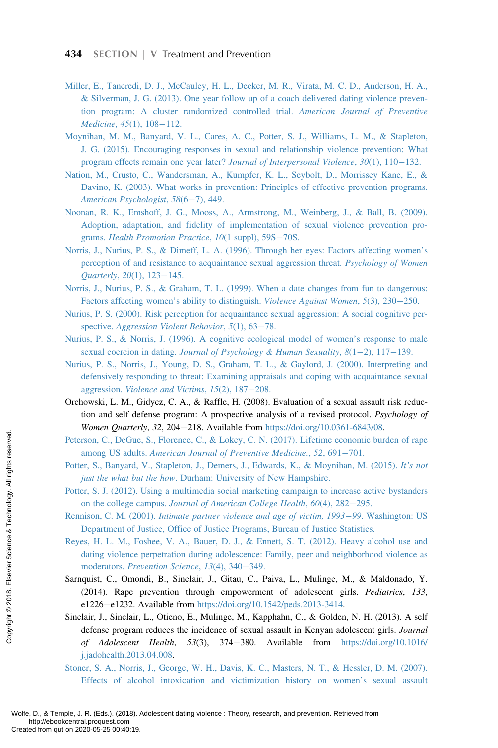Miller, E., Tancredi, D. J., McCauley, H. L., Decker, M. R., Virata, M. C. D., Anderson, H. A., & Silverman, J. G. (2013). One year follow up of a coach delivered dating violence prevention program: A cluster randomized controlled trial. *American Journal of Preventive Medicine*, *45*(1), 108−112.

Moynihan, M. M., Banyard, V. L., Cares, A. C., Potter, S. J., Williams, L. M., & Stapleton, J. G. (2015). Encouraging responses in sexual and relationship violence prevention: What program effects remain one year later? *Journal of Interpersonal Violence*, *30*(1), 110−132.

Nation, M., Crusto, C., Wandersman, A., Kumpfer, K. L., Seybolt, D., Morrissey Kane, E., & Davino, K. (2003). What works in prevention: Principles of effective prevention programs. *American Psychologist*, *58*(6−7), 449.

Noonan, R. K., Emshoff, J. G., Mooss, A., Armstrong, M., Weinberg, J., & Ball, B. (2009). Adoption, adaptation, and fidelity of implementation of sexual violence prevention programs. *Health Promotion Practice*, *10*(1 suppl), 59S−70S.

Norris, J., Nurius, P. S., & Dimeff, L. A. (1996). Through her eyes: Factors affecting women's perception of and resistance to acquaintance sexual aggression threat. *Psychology of Women Quarterly*, *20*(1), 123−145.

Norris, J., Nurius, P. S., & Graham, T. L. (1999). When a date changes from fun to dangerous: Factors affecting women's ability to distinguish. *Violence Against Women*, *5*(3), 230−250.

Nurius, P. S. (2000). Risk perception for acquaintance sexual aggression: A social cognitive perspective. *Aggression Violent Behavior*, *5*(1), 63−78.

Nurius, P. S., & Norris, J. (1996). A cognitive ecological model of women's response to male sexual coercion in dating. *Journal of Psychology & Human Sexuality*, *8*(1−2), 117−139.

Nurius, P. S., Norris, J., Young, D. S., Graham, T. L., & Gaylord, J. (2000). Interpreting and defensively responding to threat: Examining appraisals and coping with acquaintance sexual aggression. *Violence and Victims*, *15*(2), 187−208.

Orchowski, L. M., Gidycz, C. A., & Raffle, H. (2008). Evaluation of a sexual assault risk reduction and self defense program: A prospective analysis of a revised protocol. *Psychology of Women Quarterly*, *32*, 204−218. Available from https://doi.org/10.0361-6843/08.

Peterson, C., DeGue, S., Florence, C., & Lokey, C. N. (2017). Lifetime economic burden of rape among US adults. *American Journal of Preventive Medicine.*, *52*, 691−701.

Potter, S., Banyard, V., Stapleton, J., Demers, J., Edwards, K., & Moynihan, M. (2015). *It's not just the what but the how*. Durham: University of New Hampshire.

Potter, S. J. (2012). Using a multimedia social marketing campaign to increase active bystanders on the college campus. *Journal of American College Health*, *60*(4), 282−295.

Rennison, C. M. (2001). *Intimate partner violence and age of victim, 1993−99*. Washington: US Department of Justice, Office of Justice Programs, Bureau of Justice Statistics.

Reyes, H. L. M., Foshee, V. A., Bauer, D. J., & Ennett, S. T. (2012). Heavy alcohol use and dating violence perpetration during adolescence: Family, peer and neighborhood violence as moderators. *Prevention Science*, *13*(4), 340−349.

Sarnquist, C., Omondi, B., Sinclair, J., Gitau, C., Paiva, L., Mulinge, M., & Maldonado, Y. (2014). Rape prevention through empowerment of adolescent girls. *Pediatrics*, *133*, e1226−e1232. Available from https://doi.org/10.1542/peds.2013-3414.

Sinclair, J., Sinclair, L., Otieno, E., Mulinge, M., Kapphahn, C., & Golden, N. H. (2013). A self defense program reduces the incidence of sexual assault in Kenyan adolescent girls. *Journal of Adolescent Health*, *53*(3), 374−380. Available from https://doi.org/10.1016/j.jadohealth.2013.04.008.

Stoner, S. A., Norris, J., George, W. H., Davis, K. C., Masters, N. T., & Hessler, D. M. (2007). Effects of alcohol intoxication and victimization history on women's sexual assault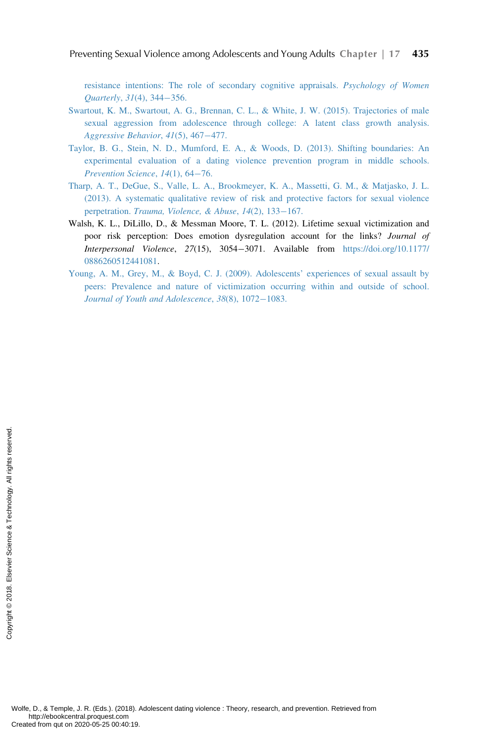resistance intentions: The role of secondary cognitive appraisals. *Psychology of Women Quarterly*, *31*(4), 344−356.

Swartout, K. M., Swartout, A. G., Brennan, C. L., & White, J. W. (2015). Trajectories of male sexual aggression from adolescence through college: A latent class growth analysis. *Aggressive Behavior*, *41*(5), 467−477.

Taylor, B. G., Stein, N. D., Mumford, E. A., & Woods, D. (2013). Shifting boundaries: An experimental evaluation of a dating violence prevention program in middle schools. *Prevention Science*, *14*(1), 64−76.

Tharp, A. T., DeGue, S., Valle, L. A., Brookmeyer, K. A., Massetti, G. M., & Matjasko, J. L. (2013). A systematic qualitative review of risk and protective factors for sexual violence perpetration. *Trauma, Violence, & Abuse*, *14*(2), 133−167.

Walsh, K. L., DiLillo, D., & Messman Moore, T. L. (2012). Lifetime sexual victimization and poor risk perception: Does emotion dysregulation account for the links? *Journal of Interpersonal Violence*, *27*(15), 3054−3071. Available from https://doi.org/10.1177/0886260512441081.

Young, A. M., Grey, M., & Boyd, C. J. (2009). Adolescents' experiences of sexual assault by peers: Prevalence and nature of victimization occurring within and outside of school. *Journal of Youth and Adolescence*, *38*(8), 1072−1083.